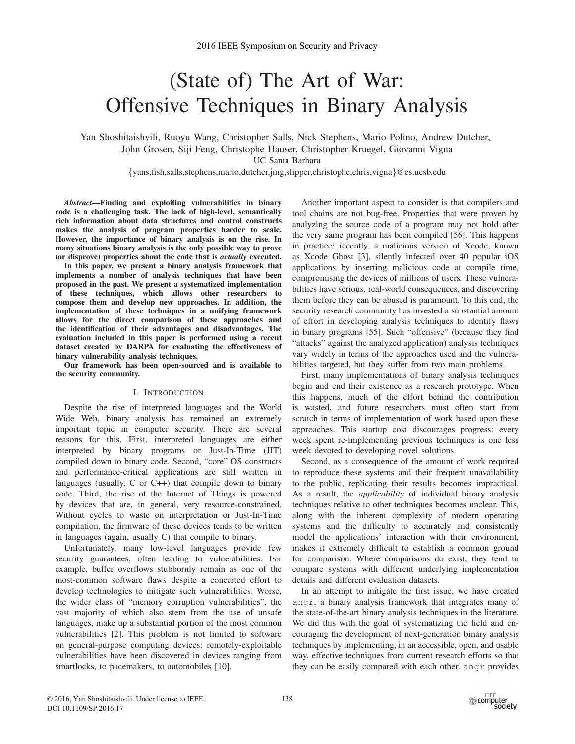# (State of) The Art of War: Offensive Techniques in Binary Analysis

Yan Shoshitaishvili, Ruoyu Wang, Christopher Salls, Nick Stephens, Mario Polino, Andrew Dutcher, John Grosen, Siji Feng, Christophe Hauser, Christopher Kruegel, Giovanni Vigna

UC Santa Barbara

{yans,fish,salls,stephens,mario,dutcher,jmg,slipper,christophe,chris,vigna}@cs.ucsb.edu

***Abstract*—Finding and exploiting vulnerabilities in binary code is a challenging task. The lack of high-level, semantically rich information about data structures and control constructs makes the analysis of program properties harder to scale. However, the importance of binary analysis is on the rise. In many situations binary analysis is the only possible way to prove (or disprove) properties about the code that is *actually* executed.**

**In this paper, we present a binary analysis framework that implements a number of analysis techniques that have been proposed in the past. We present a systematized implementation of these techniques, which allows other researchers to compose them and develop new approaches. In addition, the implementation of these techniques in a unifying framework allows for the direct comparison of these approaches and the identification of their advantages and disadvantages. The evaluation included in this paper is performed using a recent dataset created by DARPA for evaluating the effectiveness of binary vulnerability analysis techniques.**

**Our framework has been open-sourced and is available to the security community.**

## I. Introduction

Despite the rise of interpreted languages and the World Wide Web, binary analysis has remained an extremely important topic in computer security. There are several reasons for this. First, interpreted languages are either interpreted by binary programs or Just-In-Time (JIT) compiled down to binary code. Second, "core" OS constructs and performance-critical applications are still written in languages (usually, C or C++) that compile down to binary code. Third, the rise of the Internet of Things is powered by devices that are, in general, very resource-constrained. Without cycles to waste on interpretation or Just-In-Time compilation, the firmware of these devices tends to be written in languages (again, usually C) that compile to binary.

Unfortunately, many low-level languages provide few security guarantees, often leading to vulnerabilities. For example, buffer overflows stubbornly remain as one of the most-common software flaws despite a concerted effort to develop technologies to mitigate such vulnerabilities. Worse, the wider class of "memory corruption vulnerabilities", the vast majority of which also stem from the use of unsafe languages, make up a substantial portion of the most common vulnerabilities [2]. This problem is not limited to software on general-purpose computing devices: remotely-exploitable vulnerabilities have been discovered in devices ranging from smartlocks, to pacemakers, to automobiles [10].

Another important aspect to consider is that compilers and tool chains are not bug-free. Properties that were proven by analyzing the source code of a program may not hold after the very same program has been compiled [56]. This happens in practice: recently, a malicious version of Xcode, known as Xcode Ghost [3], silently infected over 40 popular iOS applications by inserting malicious code at compile time, compromising the devices of millions of users. These vulnerabilities have serious, real-world consequences, and discovering them before they can be abused is paramount. To this end, the security research community has invested a substantial amount of effort in developing analysis techniques to identify flaws in binary programs [55]. Such "offensive" (because they find "attacks" against the analyzed application) analysis techniques vary widely in terms of the approaches used and the vulnerabilities targeted, but they suffer from two main problems.

First, many implementations of binary analysis techniques begin and end their existence as a research prototype. When this happens, much of the effort behind the contribution is wasted, and future researchers must often start from scratch in terms of implementation of work based upon these approaches. This startup cost discourages progress: every week spent re-implementing previous techniques is one less week devoted to developing novel solutions.

Second, as a consequence of the amount of work required to reproduce these systems and their frequent unavailability to the public, replicating their results becomes impractical. As a result, the *applicability* of individual binary analysis techniques relative to other techniques becomes unclear. This, along with the inherent complexity of modern operating systems and the difficulty to accurately and consistently model the applications' interaction with their environment, makes it extremely difficult to establish a common ground for comparison. Where comparisons do exist, they tend to compare systems with different underlying implementation details and different evaluation datasets.

In an attempt to mitigate the first issue, we have created `angr`, a binary analysis framework that integrates many of the state-of-the-art binary analysis techniques in the literature. We did this with the goal of systematizing the field and encouraging the development of next-generation binary analysis techniques by implementing, in an accessible, open, and usable way, effective techniques from current research efforts so that they can be easily compared with each other. `angr` provides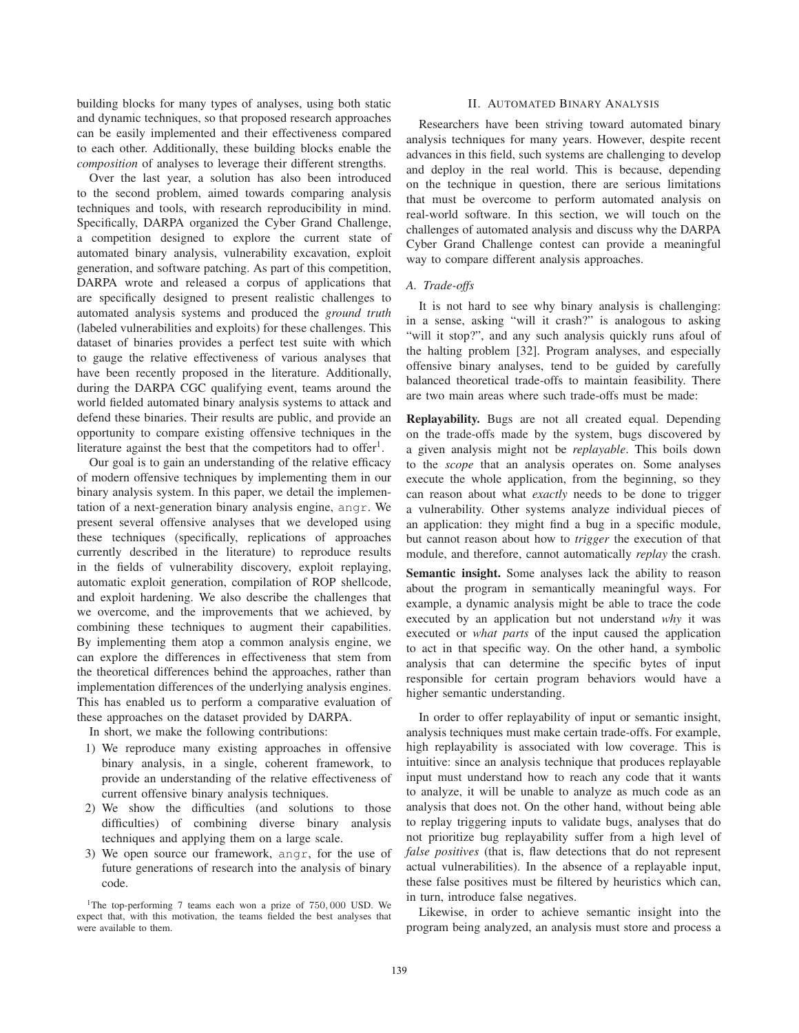building blocks for many types of analyses, using both static and dynamic techniques, so that proposed research approaches can be easily implemented and their effectiveness compared to each other. Additionally, these building blocks enable the *composition* of analyses to leverage their different strengths.

Over the last year, a solution has also been introduced to the second problem, aimed towards comparing analysis techniques and tools, with research reproducibility in mind. Specifically, DARPA organized the Cyber Grand Challenge, a competition designed to explore the current state of automated binary analysis, vulnerability excavation, exploit generation, and software patching. As part of this competition, DARPA wrote and released a corpus of applications that are specifically designed to present realistic challenges to automated analysis systems and produced the *ground truth* (labeled vulnerabilities and exploits) for these challenges. This dataset of binaries provides a perfect test suite with which to gauge the relative effectiveness of various analyses that have been recently proposed in the literature. Additionally, during the DARPA CGC qualifying event, teams around the world fielded automated binary analysis systems to attack and defend these binaries. Their results are public, and provide an opportunity to compare existing offensive techniques in the literature against the best that the competitors had to offer[1].

Our goal is to gain an understanding of the relative efficacy of modern offensive techniques by implementing them in our binary analysis system. In this paper, we detail the implementation of a next-generation binary analysis engine, `angr`. We present several offensive analyses that we developed using these techniques (specifically, replications of approaches currently described in the literature) to reproduce results in the fields of vulnerability discovery, exploit replaying, automatic exploit generation, compilation of ROP shellcode, and exploit hardening. We also describe the challenges that we overcome, and the improvements that we achieved, by combining these techniques to augment their capabilities. By implementing them atop a common analysis engine, we can explore the differences in effectiveness that stem from the theoretical differences behind the approaches, rather than implementation differences of the underlying analysis engines. This has enabled us to perform a comparative evaluation of these approaches on the dataset provided by DARPA.

In short, we make the following contributions:

1) We reproduce many existing approaches in offensive binary analysis, in a single, coherent framework, to provide an understanding of the relative effectiveness of current offensive binary analysis techniques.
2) We show the difficulties (and solutions to those difficulties) of combining diverse binary analysis techniques and applying them on a large scale.
3) We open source our framework, `angr`, for the use of future generations of research into the analysis of binary code.

[1]The top-performing 7 teams each won a prize of $750,000$ USD. We expect that, with this motivation, the teams fielded the best analyses that were available to them.

## II. Automated Binary Analysis

Researchers have been striving toward automated binary analysis techniques for many years. However, despite recent advances in this field, such systems are challenging to develop and deploy in the real world. This is because, depending on the technique in question, there are serious limitations that must be overcome to perform automated analysis on real-world software. In this section, we will touch on the challenges of automated analysis and discuss why the DARPA Cyber Grand Challenge contest can provide a meaningful way to compare different analysis approaches.

### A. Trade-offs

It is not hard to see why binary analysis is challenging: in a sense, asking "will it crash?" is analogous to asking "will it stop?", and any such analysis quickly runs afoul of the halting problem [32]. Program analyses, and especially offensive binary analyses, tend to be guided by carefully balanced theoretical trade-offs to maintain feasibility. There are two main areas where such trade-offs must be made:

**Replayability.** Bugs are not all created equal. Depending on the trade-offs made by the system, bugs discovered by a given analysis might not be *replayable*. This boils down to the *scope* that an analysis operates on. Some analyses execute the whole application, from the beginning, so they can reason about what *exactly* needs to be done to trigger a vulnerability. Other systems analyze individual pieces of an application: they might find a bug in a specific module, but cannot reason about how to *trigger* the execution of that module, and therefore, cannot automatically *replay* the crash.

**Semantic insight.** Some analyses lack the ability to reason about the program in semantically meaningful ways. For example, a dynamic analysis might be able to trace the code executed by an application but not understand *why* it was executed or *what parts* of the input caused the application to act in that specific way. On the other hand, a symbolic analysis that can determine the specific bytes of input responsible for certain program behaviors would have a higher semantic understanding.

In order to offer replayability of input or semantic insight, analysis techniques must make certain trade-offs. For example, high replayability is associated with low coverage. This is intuitive: since an analysis technique that produces replayable input must understand how to reach any code that it wants to analyze, it will be unable to analyze as much code as an analysis that does not. On the other hand, without being able to replay triggering inputs to validate bugs, analyses that do not prioritize bug replayability suffer from a high level of *false positives* (that is, flaw detections that do not represent actual vulnerabilities). In the absence of a replayable input, these false positives must be filtered by heuristics which can, in turn, introduce false negatives.

Likewise, in order to achieve semantic insight into the program being analyzed, an analysis must store and process a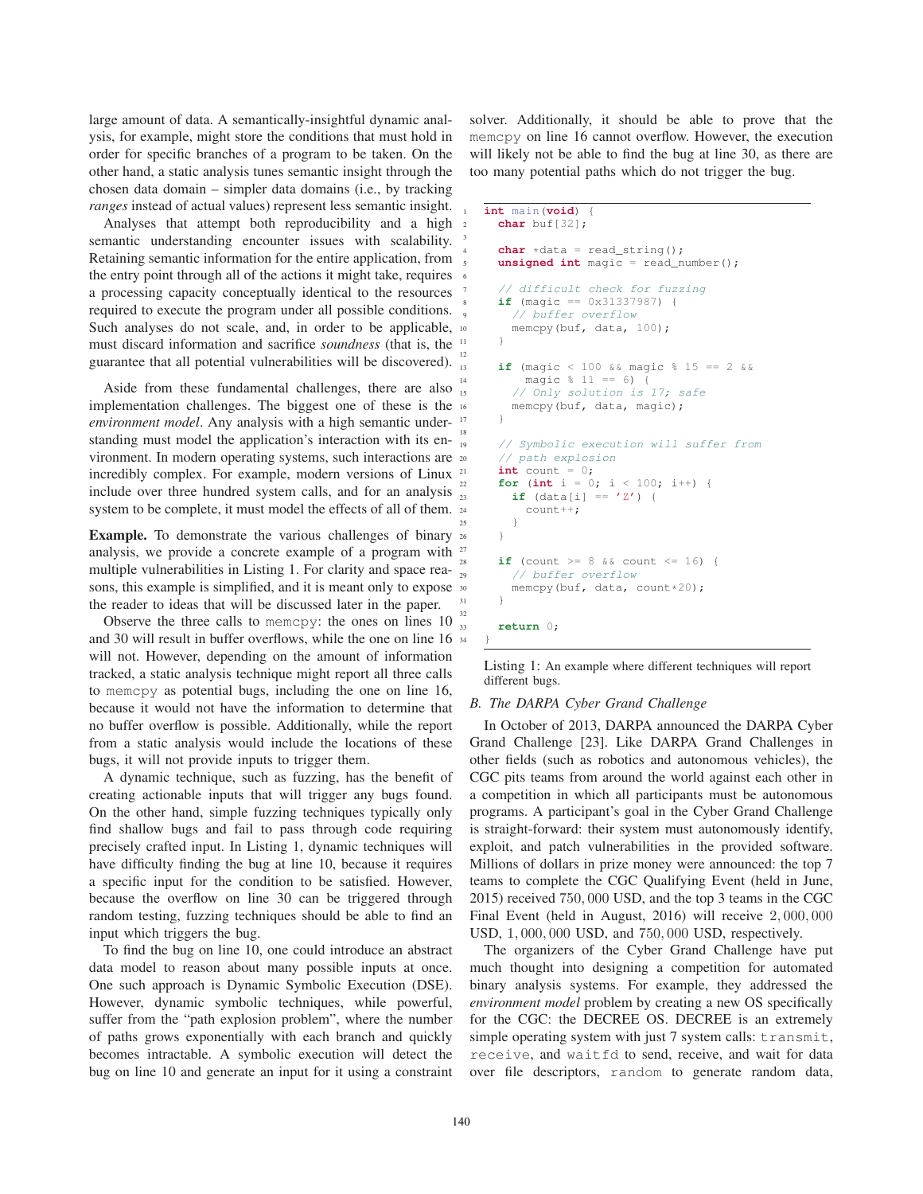large amount of data. A semantically-insightful dynamic analysis, for example, might store the conditions that must hold in order for specific branches of a program to be taken. On the other hand, a static analysis tunes semantic insight through the chosen data domain – simpler data domains (i.e., by tracking *ranges* instead of actual values) represent less semantic insight.

Analyses that attempt both reproducibility and a high semantic understanding encounter issues with scalability. Retaining semantic information for the entire application, from the entry point through all of the actions it might take, requires a processing capacity conceptually identical to the resources required to execute the program under all possible conditions. Such analyses do not scale, and, in order to be applicable, must discard information and sacrifice *soundness* (that is, the guarantee that all potential vulnerabilities will be discovered).

Aside from these fundamental challenges, there are also implementation challenges. The biggest one of these is the *environment model*. Any analysis with a high semantic understanding must model the application's interaction with its environment. In modern operating systems, such interactions are incredibly complex. For example, modern versions of Linux include over three hundred system calls, and for an analysis system to be complete, it must model the effects of all of them.

**Example.** To demonstrate the various challenges of binary analysis, we provide a concrete example of a program with multiple vulnerabilities in Listing 1. For clarity and space reasons, this example is simplified, and it is meant only to expose the reader to ideas that will be discussed later in the paper.

Observe the three calls to memcpy: the ones on lines 10 and 30 will result in buffer overflows, while the one on line 16 will not. However, depending on the amount of information tracked, a static analysis technique might report all three calls to memcpy as potential bugs, including the one on line 16, because it would not have the information to determine that no buffer overflow is possible. Additionally, while the report from a static analysis would include the locations of these bugs, it will not provide inputs to trigger them.

A dynamic technique, such as fuzzing, has the benefit of creating actionable inputs that will trigger any bugs found. On the other hand, simple fuzzing techniques typically only find shallow bugs and fail to pass through code requiring precisely crafted input. In Listing 1, dynamic techniques will have difficulty finding the bug at line 10, because it requires a specific input for the condition to be satisfied. However, because the overflow on line 30 can be triggered through random testing, fuzzing techniques should be able to find an input which triggers the bug.

To find the bug on line 10, one could introduce an abstract data model to reason about many possible inputs at once. One such approach is Dynamic Symbolic Execution (DSE). However, dynamic symbolic techniques, while powerful, suffer from the "path explosion problem", where the number of paths grows exponentially with each branch and quickly becomes intractable. A symbolic execution will detect the bug on line 10 and generate an input for it using a constraint solver. Additionally, it should be able to prove that the memcpy on line 16 cannot overflow. However, the execution will likely not be able to find the bug at line 30, as there are too many potential paths which do not trigger the bug.

```
int main(void) {
  char buf[32];

  char *data = read_string();
  unsigned int magic = read_number();

  // difficult check for fuzzing
  if (magic == 0x31337987) {
    // buffer overflow
    memcpy(buf, data, 100);
  }

  if (magic < 100 && magic % 15 == 2 &&
      magic % 11 == 6) {
    // Only solution is 17; safe
    memcpy(buf, data, magic);
  }

  // Symbolic execution will suffer from
  // path explosion
  int count = 0;
  for (int i = 0; i < 100; i++) {
    if (data[i] == 'Z') {
      count++;
    }
  }

  if (count >= 8 && count <= 16) {
    // buffer overflow
    memcpy(buf, data, count*20);
  }

  return 0;
}
```

Listing 1: An example where different techniques will report different bugs.

### B. The DARPA Cyber Grand Challenge

In October of 2013, DARPA announced the DARPA Cyber Grand Challenge [23]. Like DARPA Grand Challenges in other fields (such as robotics and autonomous vehicles), the CGC pits teams from around the world against each other in a competition in which all participants must be autonomous programs. A participant's goal in the Cyber Grand Challenge is straight-forward: their system must autonomously identify, exploit, and patch vulnerabilities in the provided software. Millions of dollars in prize money were announced: the top 7 teams to complete the CGC Qualifying Event (held in June, 2015) received $750,000$ USD, and the top 3 teams in the CGC Final Event (held in August, 2016) will receive $2,000,000$ USD, $1,000,000$ USD, and $750,000$ USD, respectively.

The organizers of the Cyber Grand Challenge have put much thought into designing a competition for automated binary analysis systems. For example, they addressed the *environment model* problem by creating a new OS specifically for the CGC: the DECREE OS. DECREE is an extremely simple operating system with just 7 system calls: transmit, receive, and waitfd to send, receive, and wait for data over file descriptors, random to generate random data,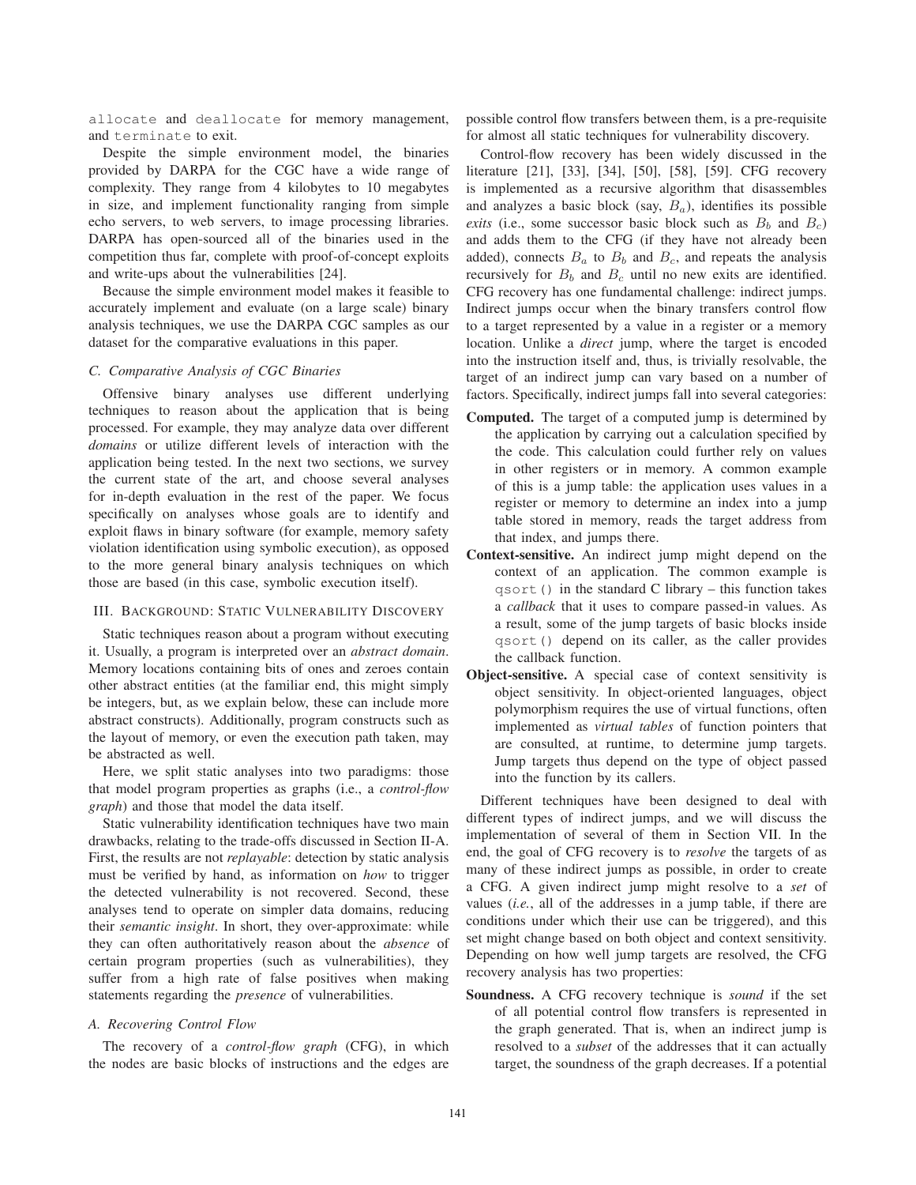`allocate` and `deallocate` for memory management, and `terminate` to exit.

Despite the simple environment model, the binaries provided by DARPA for the CGC have a wide range of complexity. They range from 4 kilobytes to 10 megabytes in size, and implement functionality ranging from simple echo servers, to web servers, to image processing libraries. DARPA has open-sourced all of the binaries used in the competition thus far, complete with proof-of-concept exploits and write-ups about the vulnerabilities [24].

Because the simple environment model makes it feasible to accurately implement and evaluate (on a large scale) binary analysis techniques, we use the DARPA CGC samples as our dataset for the comparative evaluations in this paper.

### C. Comparative Analysis of CGC Binaries

Offensive binary analyses use different underlying techniques to reason about the application that is being processed. For example, they may analyze data over different *domains* or utilize different levels of interaction with the application being tested. In the next two sections, we survey the current state of the art, and choose several analyses for in-depth evaluation in the rest of the paper. We focus specifically on analyses whose goals are to identify and exploit flaws in binary software (for example, memory safety violation identification using symbolic execution), as opposed to the more general binary analysis techniques on which those are based (in this case, symbolic execution itself).

## III. Background: Static Vulnerability Discovery

Static techniques reason about a program without executing it. Usually, a program is interpreted over an *abstract domain*. Memory locations containing bits of ones and zeroes contain other abstract entities (at the familiar end, this might simply be integers, but, as we explain below, these can include more abstract constructs). Additionally, program constructs such as the layout of memory, or even the execution path taken, may be abstracted as well.

Here, we split static analyses into two paradigms: those that model program properties as graphs (i.e., a *control-flow graph*) and those that model the data itself.

Static vulnerability identification techniques have two main drawbacks, relating to the trade-offs discussed in Section II-A. First, the results are not *replayable*: detection by static analysis must be verified by hand, as information on *how* to trigger the detected vulnerability is not recovered. Second, these analyses tend to operate on simpler data domains, reducing their *semantic insight*. In short, they over-approximate: while they can often authoritatively reason about the *absence* of certain program properties (such as vulnerabilities), they suffer from a high rate of false positives when making statements regarding the *presence* of vulnerabilities.

### A. Recovering Control Flow

The recovery of a *control-flow graph* (CFG), in which the nodes are basic blocks of instructions and the edges are possible control flow transfers between them, is a pre-requisite for almost all static techniques for vulnerability discovery.

Control-flow recovery has been widely discussed in the literature [21], [33], [34], [50], [58], [59]. CFG recovery is implemented as a recursive algorithm that disassembles and analyzes a basic block (say, $B_a$), identifies its possible *exits* (i.e., some successor basic block such as $B_b$ and $B_c$) and adds them to the CFG (if they have not already been added), connects $B_a$ to $B_b$ and $B_c$, and repeats the analysis recursively for $B_b$ and $B_c$ until no new exits are identified. CFG recovery has one fundamental challenge: indirect jumps. Indirect jumps occur when the binary transfers control flow to a target represented by a value in a register or a memory location. Unlike a *direct* jump, where the target is encoded into the instruction itself and, thus, is trivially resolvable, the target of an indirect jump can vary based on a number of factors. Specifically, indirect jumps fall into several categories:

**Computed.** The target of a computed jump is determined by the application by carrying out a calculation specified by the code. This calculation could further rely on values in other registers or in memory. A common example of this is a jump table: the application uses values in a register or memory to determine an index into a jump table stored in memory, reads the target address from that index, and jumps there.

**Context-sensitive.** An indirect jump might depend on the context of an application. The common example is `qsort()` in the standard C library – this function takes a *callback* that it uses to compare passed-in values. As a result, some of the jump targets of basic blocks inside `qsort()` depend on its caller, as the caller provides the callback function.

**Object-sensitive.** A special case of context sensitivity is object sensitivity. In object-oriented languages, object polymorphism requires the use of virtual functions, often implemented as *virtual tables* of function pointers that are consulted, at runtime, to determine jump targets. Jump targets thus depend on the type of object passed into the function by its callers.

Different techniques have been designed to deal with different types of indirect jumps, and we will discuss the implementation of several of them in Section VII. In the end, the goal of CFG recovery is to *resolve* the targets of as many of these indirect jumps as possible, in order to create a CFG. A given indirect jump might resolve to a *set* of values (*i.e.*, all of the addresses in a jump table, if there are conditions under which their use can be triggered), and this set might change based on both object and context sensitivity. Depending on how well jump targets are resolved, the CFG recovery analysis has two properties:

**Soundness.** A CFG recovery technique is *sound* if the set of all potential control flow transfers is represented in the graph generated. That is, when an indirect jump is resolved to a *subset* of the addresses that it can actually target, the soundness of the graph decreases. If a potential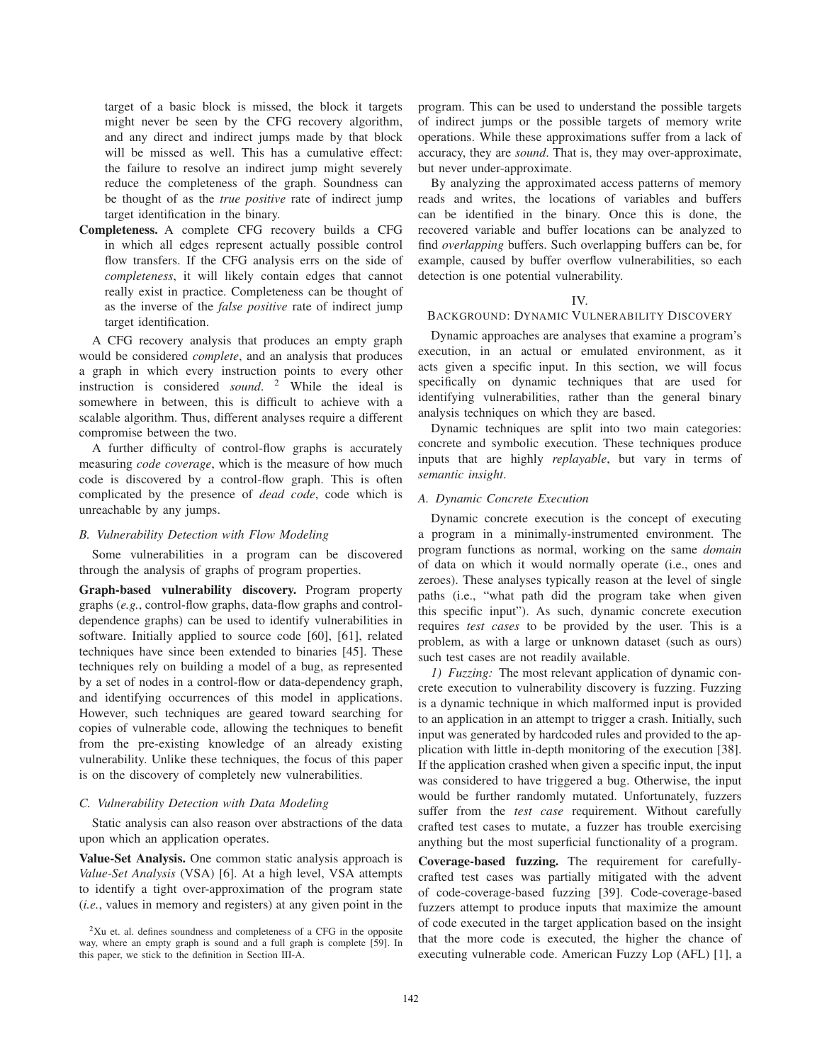target of a basic block is missed, the block it targets might never be seen by the CFG recovery algorithm, and any direct and indirect jumps made by that block will be missed as well. This has a cumulative effect: the failure to resolve an indirect jump might severely reduce the completeness of the graph. Soundness can be thought of as the *true positive* rate of indirect jump target identification in the binary.

**Completeness.** A complete CFG recovery builds a CFG in which all edges represent actually possible control flow transfers. If the CFG analysis errs on the side of *completeness*, it will likely contain edges that cannot really exist in practice. Completeness can be thought of as the inverse of the *false positive* rate of indirect jump target identification.

A CFG recovery analysis that produces an empty graph would be considered *complete*, and an analysis that produces a graph in which every instruction points to every other instruction is considered *sound*. [2] While the ideal is somewhere in between, this is difficult to achieve with a scalable algorithm. Thus, different analyses require a different compromise between the two.

A further difficulty of control-flow graphs is accurately measuring *code coverage*, which is the measure of how much code is discovered by a control-flow graph. This is often complicated by the presence of *dead code*, code which is unreachable by any jumps.

### B. Vulnerability Detection with Flow Modeling

Some vulnerabilities in a program can be discovered through the analysis of graphs of program properties.

**Graph-based vulnerability discovery.** Program property graphs (*e.g.*, control-flow graphs, data-flow graphs and control-dependence graphs) can be used to identify vulnerabilities in software. Initially applied to source code [60], [61], related techniques have since been extended to binaries [45]. These techniques rely on building a model of a bug, as represented by a set of nodes in a control-flow or data-dependency graph, and identifying occurrences of this model in applications. However, such techniques are geared toward searching for copies of vulnerable code, allowing the techniques to benefit from the pre-existing knowledge of an already existing vulnerability. Unlike these techniques, the focus of this paper is on the discovery of completely new vulnerabilities.

### C. Vulnerability Detection with Data Modeling

Static analysis can also reason over abstractions of the data upon which an application operates.

**Value-Set Analysis.** One common static analysis approach is *Value-Set Analysis* (VSA) [6]. At a high level, VSA attempts to identify a tight over-approximation of the program state (*i.e.*, values in memory and registers) at any given point in the program. This can be used to understand the possible targets of indirect jumps or the possible targets of memory write operations. While these approximations suffer from a lack of accuracy, they are *sound*. That is, they may over-approximate, but never under-approximate.

By analyzing the approximated access patterns of memory reads and writes, the locations of variables and buffers can be identified in the binary. Once this is done, the recovered variable and buffer locations can be analyzed to find *overlapping* buffers. Such overlapping buffers can be, for example, caused by buffer overflow vulnerabilities, so each detection is one potential vulnerability.

[2] Xu et. al. defines soundness and completeness of a CFG in the opposite way, where an empty graph is sound and a full graph is complete [59]. In this paper, we stick to the definition in Section III-A.

## IV. Background: Dynamic Vulnerability Discovery

Dynamic approaches are analyses that examine a program's execution, in an actual or emulated environment, as it acts given a specific input. In this section, we will focus specifically on dynamic techniques that are used for identifying vulnerabilities, rather than the general binary analysis techniques on which they are based.

Dynamic techniques are split into two main categories: concrete and symbolic execution. These techniques produce inputs that are highly *replayable*, but vary in terms of *semantic insight*.

### A. Dynamic Concrete Execution

Dynamic concrete execution is the concept of executing a program in a minimally-instrumented environment. The program functions as normal, working on the same *domain* of data on which it would normally operate (i.e., ones and zeroes). These analyses typically reason at the level of single paths (i.e., "what path did the program take when given this specific input"). As such, dynamic concrete execution requires *test cases* to be provided by the user. This is a problem, as with a large or unknown dataset (such as ours) such test cases are not readily available.

*1) Fuzzing:* The most relevant application of dynamic concrete execution to vulnerability discovery is fuzzing. Fuzzing is a dynamic technique in which malformed input is provided to an application in an attempt to trigger a crash. Initially, such input was generated by hardcoded rules and provided to the application with little in-depth monitoring of the execution [38]. If the application crashed when given a specific input, the input was considered to have triggered a bug. Otherwise, the input would be further randomly mutated. Unfortunately, fuzzers suffer from the *test case* requirement. Without carefully crafted test cases to mutate, a fuzzer has trouble exercising anything but the most superficial functionality of a program.

**Coverage-based fuzzing.** The requirement for carefully-crafted test cases was partially mitigated with the advent of code-coverage-based fuzzing [39]. Code-coverage-based fuzzers attempt to produce inputs that maximize the amount of code executed in the target application based on the insight that the more code is executed, the higher the chance of executing vulnerable code. American Fuzzy Lop (AFL) [1], a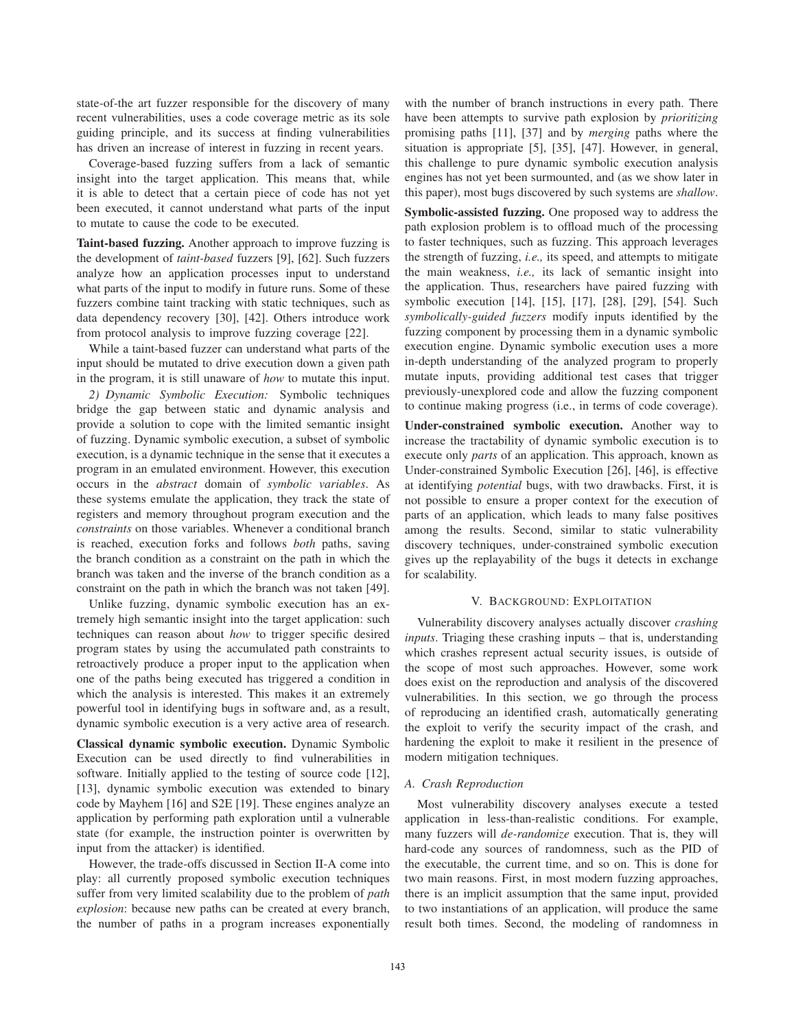state-of-the art fuzzer responsible for the discovery of many recent vulnerabilities, uses a code coverage metric as its sole guiding principle, and its success at finding vulnerabilities has driven an increase of interest in fuzzing in recent years.

Coverage-based fuzzing suffers from a lack of semantic insight into the target application. This means that, while it is able to detect that a certain piece of code has not yet been executed, it cannot understand what parts of the input to mutate to cause the code to be executed.

**Taint-based fuzzing.** Another approach to improve fuzzing is the development of *taint-based* fuzzers [9], [62]. Such fuzzers analyze how an application processes input to understand what parts of the input to modify in future runs. Some of these fuzzers combine taint tracking with static techniques, such as data dependency recovery [30], [42]. Others introduce work from protocol analysis to improve fuzzing coverage [22].

While a taint-based fuzzer can understand what parts of the input should be mutated to drive execution down a given path in the program, it is still unaware of *how* to mutate this input.

*2) Dynamic Symbolic Execution:* Symbolic techniques bridge the gap between static and dynamic analysis and provide a solution to cope with the limited semantic insight of fuzzing. Dynamic symbolic execution, a subset of symbolic execution, is a dynamic technique in the sense that it executes a program in an emulated environment. However, this execution occurs in the *abstract* domain of *symbolic variables*. As these systems emulate the application, they track the state of registers and memory throughout program execution and the *constraints* on those variables. Whenever a conditional branch is reached, execution forks and follows *both* paths, saving the branch condition as a constraint on the path in which the branch was taken and the inverse of the branch condition as a constraint on the path in which the branch was not taken [49].

Unlike fuzzing, dynamic symbolic execution has an extremely high semantic insight into the target application: such techniques can reason about *how* to trigger specific desired program states by using the accumulated path constraints to retroactively produce a proper input to the application when one of the paths being executed has triggered a condition in which the analysis is interested. This makes it an extremely powerful tool in identifying bugs in software and, as a result, dynamic symbolic execution is a very active area of research.

**Classical dynamic symbolic execution.** Dynamic Symbolic Execution can be used directly to find vulnerabilities in software. Initially applied to the testing of source code [12], [13], dynamic symbolic execution was extended to binary code by Mayhem [16] and S2E [19]. These engines analyze an application by performing path exploration until a vulnerable state (for example, the instruction pointer is overwritten by input from the attacker) is identified.

However, the trade-offs discussed in Section II-A come into play: all currently proposed symbolic execution techniques suffer from very limited scalability due to the problem of *path explosion*: because new paths can be created at every branch, the number of paths in a program increases exponentially with the number of branch instructions in every path. There have been attempts to survive path explosion by *prioritizing* promising paths [11], [37] and by *merging* paths where the situation is appropriate [5], [35], [47]. However, in general, this challenge to pure dynamic symbolic execution analysis engines has not yet been surmounted, and (as we show later in this paper), most bugs discovered by such systems are *shallow*.

**Symbolic-assisted fuzzing.** One proposed way to address the path explosion problem is to offload much of the processing to faster techniques, such as fuzzing. This approach leverages the strength of fuzzing, *i.e.,* its speed, and attempts to mitigate the main weakness, *i.e.,* its lack of semantic insight into the application. Thus, researchers have paired fuzzing with symbolic execution [14], [15], [17], [28], [29], [54]. Such *symbolically-guided fuzzers* modify inputs identified by the fuzzing component by processing them in a dynamic symbolic execution engine. Dynamic symbolic execution uses a more in-depth understanding of the analyzed program to properly mutate inputs, providing additional test cases that trigger previously-unexplored code and allow the fuzzing component to continue making progress (i.e., in terms of code coverage).

**Under-constrained symbolic execution.** Another way to increase the tractability of dynamic symbolic execution is to execute only *parts* of an application. This approach, known as Under-constrained Symbolic Execution [26], [46], is effective at identifying *potential* bugs, with two drawbacks. First, it is not possible to ensure a proper context for the execution of parts of an application, which leads to many false positives among the results. Second, similar to static vulnerability discovery techniques, under-constrained symbolic execution gives up the replayability of the bugs it detects in exchange for scalability.

## V. Background: Exploitation

Vulnerability discovery analyses actually discover *crashing inputs*. Triaging these crashing inputs – that is, understanding which crashes represent actual security issues, is outside of the scope of most such approaches. However, some work does exist on the reproduction and analysis of the discovered vulnerabilities. In this section, we go through the process of reproducing an identified crash, automatically generating the exploit to verify the security impact of the crash, and hardening the exploit to make it resilient in the presence of modern mitigation techniques.

### A. Crash Reproduction

Most vulnerability discovery analyses execute a tested application in less-than-realistic conditions. For example, many fuzzers will *de-randomize* execution. That is, they will hard-code any sources of randomness, such as the PID of the executable, the current time, and so on. This is done for two main reasons. First, in most modern fuzzing approaches, there is an implicit assumption that the same input, provided to two instantiations of an application, will produce the same result both times. Second, the modeling of randomness in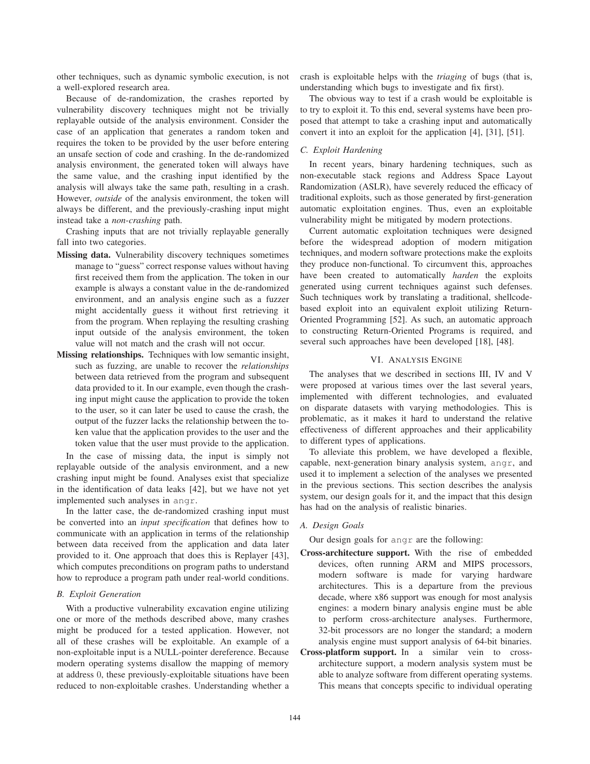other techniques, such as dynamic symbolic execution, is not a well-explored research area.

Because of de-randomization, the crashes reported by vulnerability discovery techniques might not be trivially replayable outside of the analysis environment. Consider the case of an application that generates a random token and requires the token to be provided by the user before entering an unsafe section of code and crashing. In the de-randomized analysis environment, the generated token will always have the same value, and the crashing input identified by the analysis will always take the same path, resulting in a crash. However, *outside* of the analysis environment, the token will always be different, and the previously-crashing input might instead take a *non-crashing* path.

Crashing inputs that are not trivially replayable generally fall into two categories.

**Missing data.** Vulnerability discovery techniques sometimes manage to "guess" correct response values without having first received them from the application. The token in our example is always a constant value in the de-randomized environment, and an analysis engine such as a fuzzer might accidentally guess it without first retrieving it from the program. When replaying the resulting crashing input outside of the analysis environment, the token value will not match and the crash will not occur.

**Missing relationships.** Techniques with low semantic insight, such as fuzzing, are unable to recover the *relationships* between data retrieved from the program and subsequent data provided to it. In our example, even though the crashing input might cause the application to provide the token to the user, so it can later be used to cause the crash, the output of the fuzzer lacks the relationship between the token value that the application provides to the user and the token value that the user must provide to the application.

In the case of missing data, the input is simply not replayable outside of the analysis environment, and a new crashing input might be found. Analyses exist that specialize in the identification of data leaks [42], but we have not yet implemented such analyses in `angr`.

In the latter case, the de-randomized crashing input must be converted into an *input specification* that defines how to communicate with an application in terms of the relationship between data received from the application and data later provided to it. One approach that does this is Replayer [43], which computes preconditions on program paths to understand how to reproduce a program path under real-world conditions.

### B. Exploit Generation

With a productive vulnerability excavation engine utilizing one or more of the methods described above, many crashes might be produced for a tested application. However, not all of these crashes will be exploitable. An example of a non-exploitable input is a NULL-pointer dereference. Because modern operating systems disallow the mapping of memory at address 0, these previously-exploitable situations have been reduced to non-exploitable crashes. Understanding whether a crash is exploitable helps with the *triaging* of bugs (that is, understanding which bugs to investigate and fix first).

The obvious way to test if a crash would be exploitable is to try to exploit it. To this end, several systems have been proposed that attempt to take a crashing input and automatically convert it into an exploit for the application [4], [31], [51].

### C. Exploit Hardening

In recent years, binary hardening techniques, such as non-executable stack regions and Address Space Layout Randomization (ASLR), have severely reduced the efficacy of traditional exploits, such as those generated by first-generation automatic exploitation engines. Thus, even an exploitable vulnerability might be mitigated by modern protections.

Current automatic exploitation techniques were designed before the widespread adoption of modern mitigation techniques, and modern software protections make the exploits they produce non-functional. To circumvent this, approaches have been created to automatically *harden* the exploits generated using current techniques against such defenses. Such techniques work by translating a traditional, shellcode-based exploit into an equivalent exploit utilizing Return-Oriented Programming [52]. As such, an automatic approach to constructing Return-Oriented Programs is required, and several such approaches have been developed [18], [48].

## VI. Analysis Engine

The analyses that we described in sections III, IV and V were proposed at various times over the last several years, implemented with different technologies, and evaluated on disparate datasets with varying methodologies. This is problematic, as it makes it hard to understand the relative effectiveness of different approaches and their applicability to different types of applications.

To alleviate this problem, we have developed a flexible, capable, next-generation binary analysis system, `angr`, and used it to implement a selection of the analyses we presented in the previous sections. This section describes the analysis system, our design goals for it, and the impact that this design has had on the analysis of realistic binaries.

### A. Design Goals

Our design goals for `angr` are the following:

**Cross-architecture support.** With the rise of embedded devices, often running ARM and MIPS processors, modern software is made for varying hardware architectures. This is a departure from the previous decade, where x86 support was enough for most analysis engines: a modern binary analysis engine must be able to perform cross-architecture analyses. Furthermore, 32-bit processors are no longer the standard; a modern analysis engine must support analysis of 64-bit binaries.

**Cross-platform support.** In a similar vein to cross-architecture support, a modern analysis system must be able to analyze software from different operating systems. This means that concepts specific to individual operating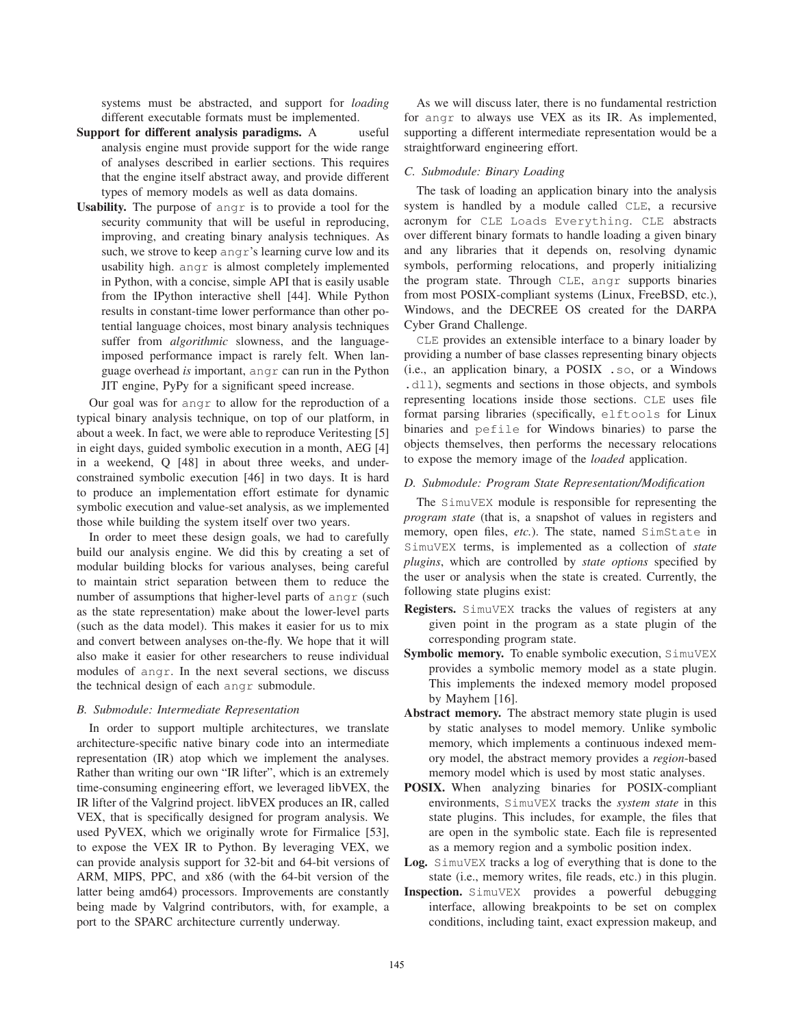systems must be abstracted, and support for *loading* different executable formats must be implemented.

**Support for different analysis paradigms.** A useful analysis engine must provide support for the wide range of analyses described in earlier sections. This requires that the engine itself abstract away, and provide different types of memory models as well as data domains.

**Usability.** The purpose of angr is to provide a tool for the security community that will be useful in reproducing, improving, and creating binary analysis techniques. As such, we strove to keep angr's learning curve low and its usability high. angr is almost completely implemented in Python, with a concise, simple API that is easily usable from the IPython interactive shell [44]. While Python results in constant-time lower performance than other potential language choices, most binary analysis techniques suffer from *algorithmic* slowness, and the language-imposed performance impact is rarely felt. When language overhead *is* important, angr can run in the Python JIT engine, PyPy for a significant speed increase.

Our goal was for angr to allow for the reproduction of a typical binary analysis technique, on top of our platform, in about a week. In fact, we were able to reproduce Veritesting [5] in eight days, guided symbolic execution in a month, AEG [4] in a weekend, Q [48] in about three weeks, and under-constrained symbolic execution [46] in two days. It is hard to produce an implementation effort estimate for dynamic symbolic execution and value-set analysis, as we implemented those while building the system itself over two years.

In order to meet these design goals, we had to carefully build our analysis engine. We did this by creating a set of modular building blocks for various analyses, being careful to maintain strict separation between them to reduce the number of assumptions that higher-level parts of angr (such as the state representation) make about the lower-level parts (such as the data model). This makes it easier for us to mix and convert between analyses on-the-fly. We hope that it will also make it easier for other researchers to reuse individual modules of angr. In the next several sections, we discuss the technical design of each angr submodule.

### B. Submodule: Intermediate Representation

In order to support multiple architectures, we translate architecture-specific native binary code into an intermediate representation (IR) atop which we implement the analyses. Rather than writing our own "IR lifter", which is an extremely time-consuming engineering effort, we leveraged libVEX, the IR lifter of the Valgrind project. libVEX produces an IR, called VEX, that is specifically designed for program analysis. We used PyVEX, which we originally wrote for Firmalice [53], to expose the VEX IR to Python. By leveraging VEX, we can provide analysis support for 32-bit and 64-bit versions of ARM, MIPS, PPC, and x86 (with the 64-bit version of the latter being amd64) processors. Improvements are constantly being made by Valgrind contributors, with, for example, a port to the SPARC architecture currently underway.

As we will discuss later, there is no fundamental restriction for angr to always use VEX as its IR. As implemented, supporting a different intermediate representation would be a straightforward engineering effort.

### C. Submodule: Binary Loading

The task of loading an application binary into the analysis system is handled by a module called CLE, a recursive acronym for CLE Loads Everything. CLE abstracts over different binary formats to handle loading a given binary and any libraries that it depends on, resolving dynamic symbols, performing relocations, and properly initializing the program state. Through CLE, angr supports binaries from most POSIX-compliant systems (Linux, FreeBSD, etc.), Windows, and the DECREE OS created for the DARPA Cyber Grand Challenge.

CLE provides an extensible interface to a binary loader by providing a number of base classes representing binary objects (i.e., an application binary, a POSIX .so, or a Windows .dll), segments and sections in those objects, and symbols representing locations inside those sections. CLE uses file format parsing libraries (specifically, elftools for Linux binaries and pefile for Windows binaries) to parse the objects themselves, then performs the necessary relocations to expose the memory image of the *loaded* application.

### D. Submodule: Program State Representation/Modification

The SimuVEX module is responsible for representing the *program state* (that is, a snapshot of values in registers and memory, open files, *etc.*). The state, named SimState in SimuVEX terms, is implemented as a collection of *state plugins*, which are controlled by *state options* specified by the user or analysis when the state is created. Currently, the following state plugins exist:

**Registers.** SimuVEX tracks the values of registers at any given point in the program as a state plugin of the corresponding program state.

**Symbolic memory.** To enable symbolic execution, SimuVEX provides a symbolic memory model as a state plugin. This implements the indexed memory model proposed by Mayhem [16].

**Abstract memory.** The abstract memory state plugin is used by static analyses to model memory. Unlike symbolic memory, which implements a continuous indexed memory model, the abstract memory provides a *region*-based memory model which is used by most static analyses.

**POSIX.** When analyzing binaries for POSIX-compliant environments, SimuVEX tracks the *system state* in this state plugins. This includes, for example, the files that are open in the symbolic state. Each file is represented as a memory region and a symbolic position index.

**Log.** SimuVEX tracks a log of everything that is done to the state (i.e., memory writes, file reads, etc.) in this plugin.

**Inspection.** SimuVEX provides a powerful debugging interface, allowing breakpoints to be set on complex conditions, including taint, exact expression makeup, and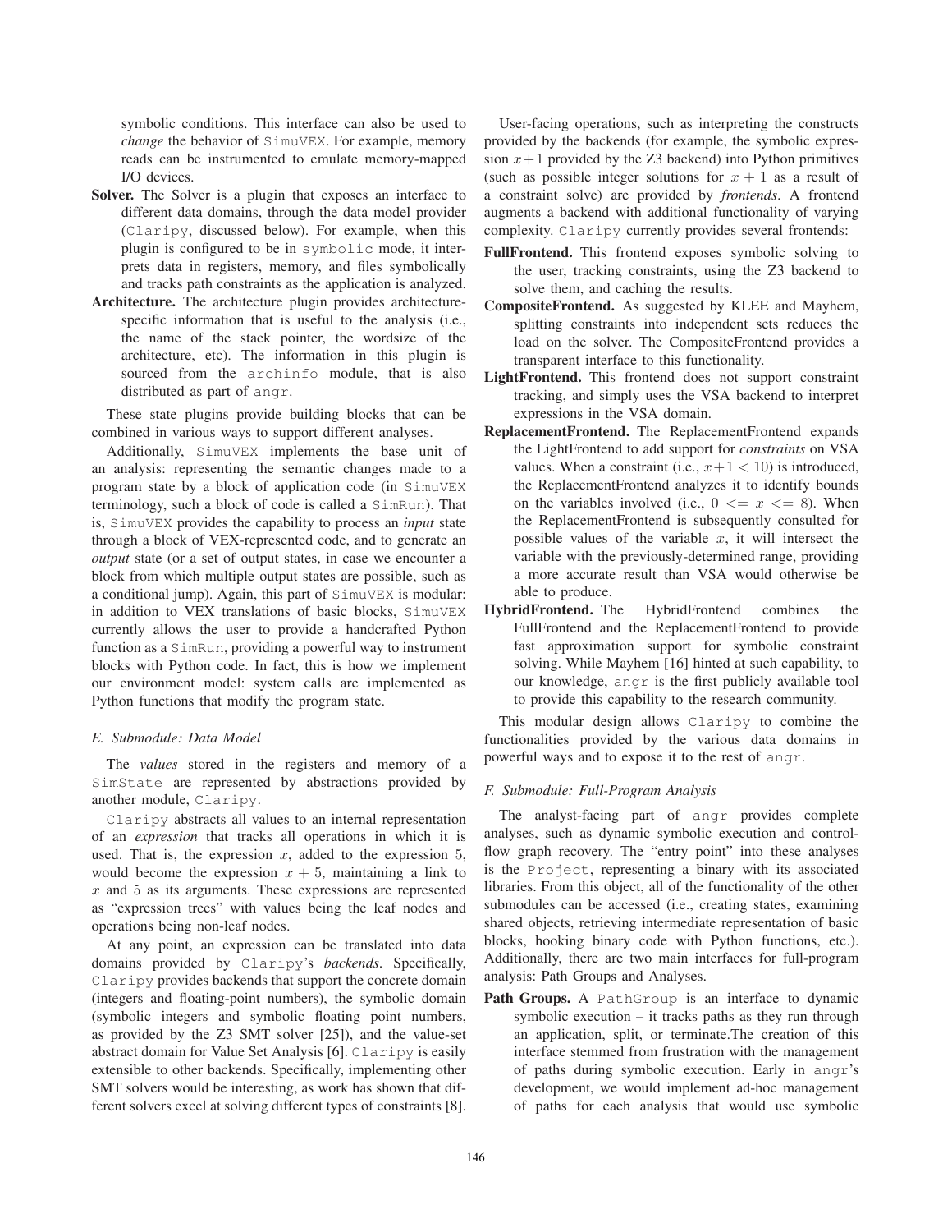symbolic conditions. This interface can also be used to *change* the behavior of SimuVEX. For example, memory reads can be instrumented to emulate memory-mapped I/O devices.

**Solver.** The Solver is a plugin that exposes an interface to different data domains, through the data model provider (Claripy, discussed below). For example, when this plugin is configured to be in symbolic mode, it interprets data in registers, memory, and files symbolically and tracks path constraints as the application is analyzed.

**Architecture.** The architecture plugin provides architecture-specific information that is useful to the analysis (i.e., the name of the stack pointer, the wordsize of the architecture, etc). The information in this plugin is sourced from the archinfo module, that is also distributed as part of angr.

These state plugins provide building blocks that can be combined in various ways to support different analyses.

Additionally, SimuVEX implements the base unit of an analysis: representing the semantic changes made to a program state by a block of application code (in SimuVEX terminology, such a block of code is called a SimRun). That is, SimuVEX provides the capability to process an *input* state through a block of VEX-represented code, and to generate an *output* state (or a set of output states, in case we encounter a block from which multiple output states are possible, such as a conditional jump). Again, this part of SimuVEX is modular: in addition to VEX translations of basic blocks, SimuVEX currently allows the user to provide a handcrafted Python function as a SimRun, providing a powerful way to instrument blocks with Python code. In fact, this is how we implement our environment model: system calls are implemented as Python functions that modify the program state.

### E. Submodule: Data Model

The *values* stored in the registers and memory of a SimState are represented by abstractions provided by another module, Claripy.

Claripy abstracts all values to an internal representation of an *expression* that tracks all operations in which it is used. That is, the expression $x$, added to the expression 5, would become the expression $x + 5$, maintaining a link to $x$ and 5 as its arguments. These expressions are represented as "expression trees" with values being the leaf nodes and operations being non-leaf nodes.

At any point, an expression can be translated into data domains provided by Claripy's *backends*. Specifically, Claripy provides backends that support the concrete domain (integers and floating-point numbers), the symbolic domain (symbolic integers and symbolic floating point numbers, as provided by the Z3 SMT solver [25]), and the value-set abstract domain for Value Set Analysis [6]. Claripy is easily extensible to other backends. Specifically, implementing other SMT solvers would be interesting, as work has shown that different solvers excel at solving different types of constraints [8].

User-facing operations, such as interpreting the constructs provided by the backends (for example, the symbolic expression $x+1$ provided by the Z3 backend) into Python primitives (such as possible integer solutions for $x + 1$ as a result of a constraint solve) are provided by *frontends*. A frontend augments a backend with additional functionality of varying complexity. Claripy currently provides several frontends:

**FullFrontend.** This frontend exposes symbolic solving to the user, tracking constraints, using the Z3 backend to solve them, and caching the results.

**CompositeFrontend.** As suggested by KLEE and Mayhem, splitting constraints into independent sets reduces the load on the solver. The CompositeFrontend provides a transparent interface to this functionality.

**LightFrontend.** This frontend does not support constraint tracking, and simply uses the VSA backend to interpret expressions in the VSA domain.

**ReplacementFrontend.** The ReplacementFrontend expands the LightFrontend to add support for *constraints* on VSA values. When a constraint (i.e., $x+1 < 10$) is introduced, the ReplacementFrontend analyzes it to identify bounds on the variables involved (i.e., $0 <= x <= 8$). When the ReplacementFrontend is subsequently consulted for possible values of the variable $x$, it will intersect the variable with the previously-determined range, providing a more accurate result than VSA would otherwise be able to produce.

**HybridFrontend.** The HybridFrontend combines the FullFrontend and the ReplacementFrontend to provide fast approximation support for symbolic constraint solving. While Mayhem [16] hinted at such capability, to our knowledge, angr is the first publicly available tool to provide this capability to the research community.

This modular design allows Claripy to combine the functionalities provided by the various data domains in powerful ways and to expose it to the rest of angr.

### F. Submodule: Full-Program Analysis

The analyst-facing part of angr provides complete analyses, such as dynamic symbolic execution and control-flow graph recovery. The "entry point" into these analyses is the Project, representing a binary with its associated libraries. From this object, all of the functionality of the other submodules can be accessed (i.e., creating states, examining shared objects, retrieving intermediate representation of basic blocks, hooking binary code with Python functions, etc.). Additionally, there are two main interfaces for full-program analysis: Path Groups and Analyses.

**Path Groups.** A PathGroup is an interface to dynamic symbolic execution – it tracks paths as they run through an application, split, or terminate.The creation of this interface stemmed from frustration with the management of paths during symbolic execution. Early in angr's development, we would implement ad-hoc management of paths for each analysis that would use symbolic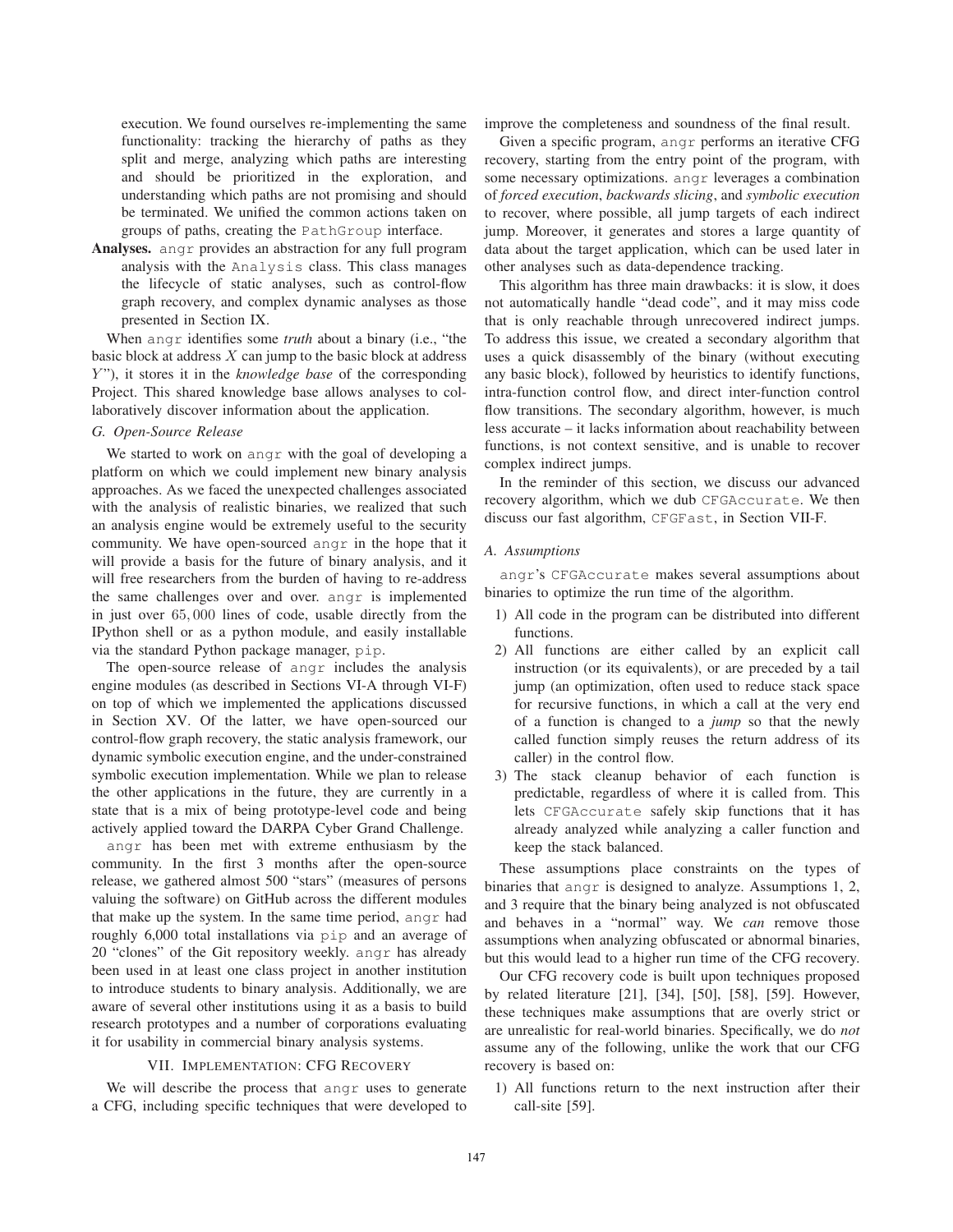execution. We found ourselves re-implementing the same functionality: tracking the hierarchy of paths as they split and merge, analyzing which paths are interesting and should be prioritized in the exploration, and understanding which paths are not promising and should be terminated. We unified the common actions taken on groups of paths, creating the `PathGroup` interface.

**Analyses.** `angr` provides an abstraction for any full program analysis with the `Analysis` class. This class manages the lifecycle of static analyses, such as control-flow graph recovery, and complex dynamic analyses as those presented in Section IX.

When `angr` identifies some *truth* about a binary (i.e., "the basic block at address $X$ can jump to the basic block at address $Y$"), it stores it in the *knowledge base* of the corresponding Project. This shared knowledge base allows analyses to collaboratively discover information about the application.

### G. Open-Source Release

We started to work on `angr` with the goal of developing a platform on which we could implement new binary analysis approaches. As we faced the unexpected challenges associated with the analysis of realistic binaries, we realized that such an analysis engine would be extremely useful to the security community. We have open-sourced `angr` in the hope that it will provide a basis for the future of binary analysis, and it will free researchers from the burden of having to re-address the same challenges over and over. `angr` is implemented in just over $65,000$ lines of code, usable directly from the IPython shell or as a python module, and easily installable via the standard Python package manager, `pip`.

The open-source release of `angr` includes the analysis engine modules (as described in Sections VI-A through VI-F) on top of which we implemented the applications discussed in Section XV. Of the latter, we have open-sourced our control-flow graph recovery, the static analysis framework, our dynamic symbolic execution engine, and the under-constrained symbolic execution implementation. While we plan to release the other applications in the future, they are currently in a state that is a mix of being prototype-level code and being actively applied toward the DARPA Cyber Grand Challenge.

`angr` has been met with extreme enthusiasm by the community. In the first 3 months after the open-source release, we gathered almost 500 "stars" (measures of persons valuing the software) on GitHub across the different modules that make up the system. In the same time period, `angr` had roughly 6,000 total installations via `pip` and an average of 20 "clones" of the Git repository weekly. `angr` has already been used in at least one class project in another institution to introduce students to binary analysis. Additionally, we are aware of several other institutions using it as a basis to build research prototypes and a number of corporations evaluating it for usability in commercial binary analysis systems.

## VII. Implementation: CFG Recovery

We will describe the process that `angr` uses to generate a CFG, including specific techniques that were developed to improve the completeness and soundness of the final result.

Given a specific program, `angr` performs an iterative CFG recovery, starting from the entry point of the program, with some necessary optimizations. `angr` leverages a combination of *forced execution*, *backwards slicing*, and *symbolic execution* to recover, where possible, all jump targets of each indirect jump. Moreover, it generates and stores a large quantity of data about the target application, which can be used later in other analyses such as data-dependence tracking.

This algorithm has three main drawbacks: it is slow, it does not automatically handle "dead code", and it may miss code that is only reachable through unrecovered indirect jumps. To address this issue, we created a secondary algorithm that uses a quick disassembly of the binary (without executing any basic block), followed by heuristics to identify functions, intra-function control flow, and direct inter-function control flow transitions. The secondary algorithm, however, is much less accurate – it lacks information about reachability between functions, is not context sensitive, and is unable to recover complex indirect jumps.

In the reminder of this section, we discuss our advanced recovery algorithm, which we dub `CFGAccurate`. We then discuss our fast algorithm, `CFGFast`, in Section VII-F.

### A. Assumptions

`angr`'s `CFGAccurate` makes several assumptions about binaries to optimize the run time of the algorithm.

1) All code in the program can be distributed into different functions.
2) All functions are either called by an explicit call instruction (or its equivalents), or are preceded by a tail jump (an optimization, often used to reduce stack space for recursive functions, in which a call at the very end of a function is changed to a *jump* so that the newly called function simply reuses the return address of its caller) in the control flow.
3) The stack cleanup behavior of each function is predictable, regardless of where it is called from. This lets `CFGAccurate` safely skip functions that it has already analyzed while analyzing a caller function and keep the stack balanced.

These assumptions place constraints on the types of binaries that `angr` is designed to analyze. Assumptions 1, 2, and 3 require that the binary being analyzed is not obfuscated and behaves in a "normal" way. We *can* remove those assumptions when analyzing obfuscated or abnormal binaries, but this would lead to a higher run time of the CFG recovery.

Our CFG recovery code is built upon techniques proposed by related literature [21], [34], [50], [58], [59]. However, these techniques make assumptions that are overly strict or are unrealistic for real-world binaries. Specifically, we do *not* assume any of the following, unlike the work that our CFG recovery is based on:

1) All functions return to the next instruction after their call-site [59].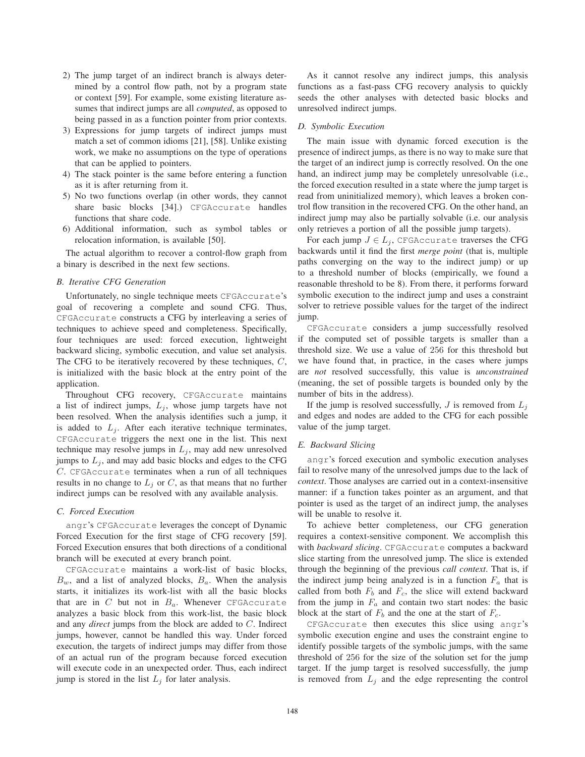2) The jump target of an indirect branch is always determined by a control flow path, not by a program state or context [59]. For example, some existing literature assumes that indirect jumps are all *computed*, as opposed to being passed in as a function pointer from prior contexts.
3) Expressions for jump targets of indirect jumps must match a set of common idioms [21], [58]. Unlike existing work, we make no assumptions on the type of operations that can be applied to pointers.
4) The stack pointer is the same before entering a function as it is after returning from it.
5) No two functions overlap (in other words, they cannot share basic blocks [34].) `CFGAccurate` handles functions that share code.
6) Additional information, such as symbol tables or relocation information, is available [50].

The actual algorithm to recover a control-flow graph from a binary is described in the next few sections.

### B. Iterative CFG Generation

Unfortunately, no single technique meets `CFGAccurate`'s goal of recovering a complete and sound CFG. Thus, `CFGAccurate` constructs a CFG by interleaving a series of techniques to achieve speed and completeness. Specifically, four techniques are used: forced execution, lightweight backward slicing, symbolic execution, and value set analysis. The CFG to be iteratively recovered by these techniques, $C$, is initialized with the basic block at the entry point of the application.

Throughout CFG recovery, `CFGAccurate` maintains a list of indirect jumps, $L_j$, whose jump targets have not been resolved. When the analysis identifies such a jump, it is added to $L_j$. After each iterative technique terminates, `CFGAccurate` triggers the next one in the list. This next technique may resolve jumps in $L_j$, may add new unresolved jumps to $L_j$, and may add basic blocks and edges to the CFG $C$. `CFGAccurate` terminates when a run of all techniques results in no change to $L_j$ or $C$, as that means that no further indirect jumps can be resolved with any available analysis.

### C. Forced Execution

`angr`'s `CFGAccurate` leverages the concept of Dynamic Forced Execution for the first stage of CFG recovery [59]. Forced Execution ensures that both directions of a conditional branch will be executed at every branch point.

`CFGAccurate` maintains a work-list of basic blocks, $B_w$, and a list of analyzed blocks, $B_a$. When the analysis starts, it initializes its work-list with all the basic blocks that are in $C$ but not in $B_a$. Whenever `CFGAccurate` analyzes a basic block from this work-list, the basic block and any *direct* jumps from the block are added to $C$. Indirect jumps, however, cannot be handled this way. Under forced execution, the targets of indirect jumps may differ from those of an actual run of the program because forced execution will execute code in an unexpected order. Thus, each indirect jump is stored in the list $L_j$ for later analysis.

As it cannot resolve any indirect jumps, this analysis functions as a fast-pass CFG recovery analysis to quickly seeds the other analyses with detected basic blocks and unresolved indirect jumps.

### D. Symbolic Execution

The main issue with dynamic forced execution is the presence of indirect jumps, as there is no way to make sure that the target of an indirect jump is correctly resolved. On the one hand, an indirect jump may be completely unresolvable (i.e., the forced execution resulted in a state where the jump target is read from uninitialized memory), which leaves a broken control flow transition in the recovered CFG. On the other hand, an indirect jump may also be partially solvable (i.e. our analysis only retrieves a portion of all the possible jump targets).

For each jump $J \in L_j$, `CFGAccurate` traverses the CFG backwards until it find the first *merge point* (that is, multiple paths converging on the way to the indirect jump) or up to a threshold number of blocks (empirically, we found a reasonable threshold to be 8). From there, it performs forward symbolic execution to the indirect jump and uses a constraint solver to retrieve possible values for the target of the indirect jump.

`CFGAccurate` considers a jump successfully resolved if the computed set of possible targets is smaller than a threshold size. We use a value of $256$ for this threshold but we have found that, in practice, in the cases where jumps are *not* resolved successfully, this value is *unconstrained* (meaning, the set of possible targets is bounded only by the number of bits in the address).

If the jump is resolved successfully, $J$ is removed from $L_j$ and edges and nodes are added to the CFG for each possible value of the jump target.

### E. Backward Slicing

`angr`'s forced execution and symbolic execution analyses fail to resolve many of the unresolved jumps due to the lack of *context*. Those analyses are carried out in a context-insensitive manner: if a function takes pointer as an argument, and that pointer is used as the target of an indirect jump, the analyses will be unable to resolve it.

To achieve better completeness, our CFG generation requires a context-sensitive component. We accomplish this with *backward slicing*. `CFGAccurate` computes a backward slice starting from the unresolved jump. The slice is extended through the beginning of the previous *call context*. That is, if the indirect jump being analyzed is in a function $F_a$ that is called from both $F_b$ and $F_c$, the slice will extend backward from the jump in $F_a$ and contain two start nodes: the basic block at the start of $F_b$ and the one at the start of $F_c$.

`CFGAccurate` then executes this slice using `angr`'s symbolic execution engine and uses the constraint engine to identify possible targets of the symbolic jumps, with the same threshold of $256$ for the size of the solution set for the jump target. If the jump target is resolved successfully, the jump is removed from $L_j$ and the edge representing the control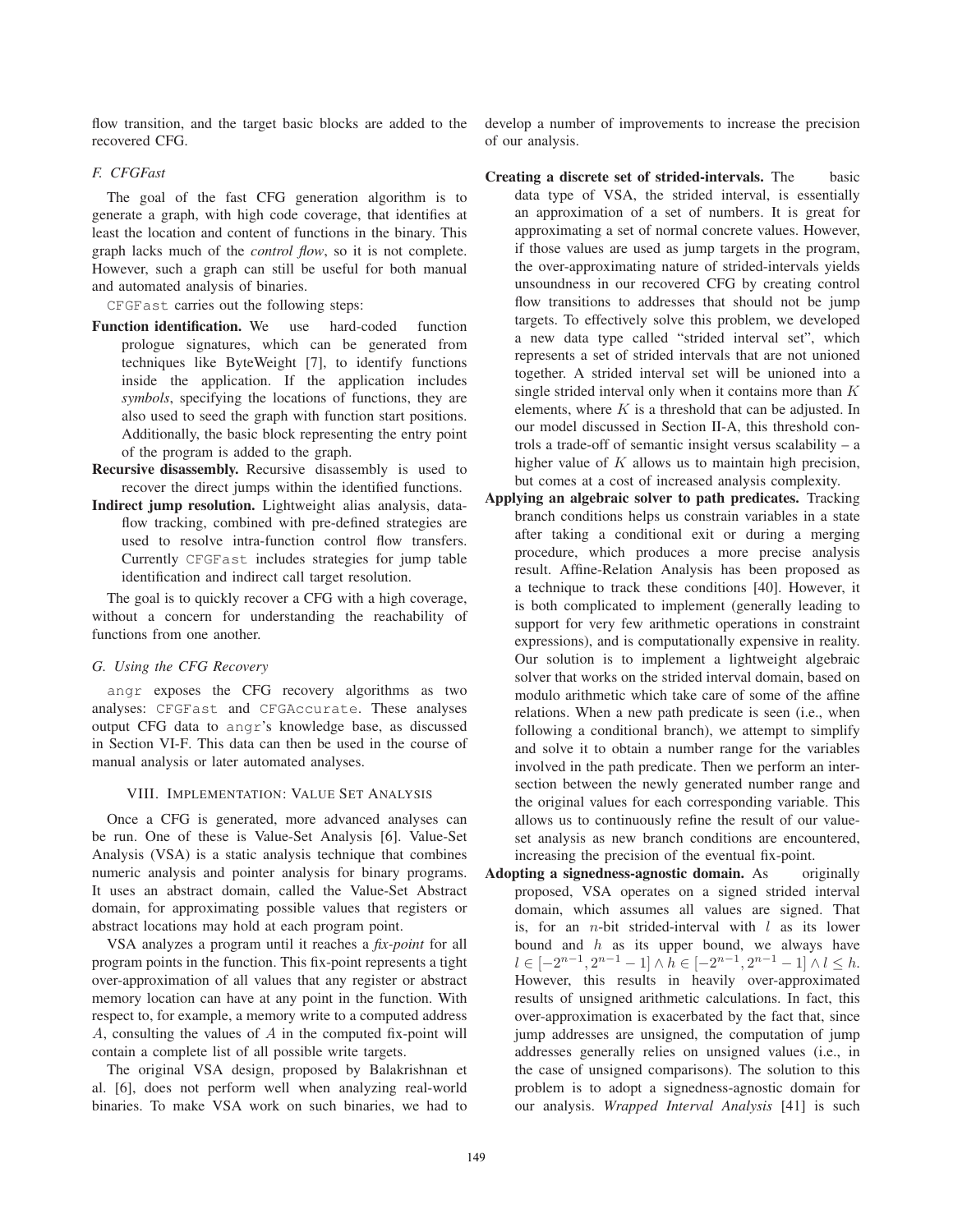flow transition, and the target basic blocks are added to the recovered CFG.

### F. CFGFast

The goal of the fast CFG generation algorithm is to generate a graph, with high code coverage, that identifies at least the location and content of functions in the binary. This graph lacks much of the *control flow*, so it is not complete. However, such a graph can still be useful for both manual and automated analysis of binaries.

`CFGFast` carries out the following steps:

- **Function identification.** We use hard-coded function prologue signatures, which can be generated from techniques like ByteWeight [7], to identify functions inside the application. If the application includes *symbols*, specifying the locations of functions, they are also used to seed the graph with function start positions. Additionally, the basic block representing the entry point of the program is added to the graph.
- **Recursive disassembly.** Recursive disassembly is used to recover the direct jumps within the identified functions.
- **Indirect jump resolution.** Lightweight alias analysis, data-flow tracking, combined with pre-defined strategies are used to resolve intra-function control flow transfers. Currently `CFGFast` includes strategies for jump table identification and indirect call target resolution.

The goal is to quickly recover a CFG with a high coverage, without a concern for understanding the reachability of functions from one another.

### G. Using the CFG Recovery

`angr` exposes the CFG recovery algorithms as two analyses: `CFGFast` and `CFGAccurate`. These analyses output CFG data to `angr`'s knowledge base, as discussed in Section VI-F. This data can then be used in the course of manual analysis or later automated analyses.

## VIII. Implementation: Value Set Analysis

Once a CFG is generated, more advanced analyses can be run. One of these is Value-Set Analysis [6]. Value-Set Analysis (VSA) is a static analysis technique that combines numeric analysis and pointer analysis for binary programs. It uses an abstract domain, called the Value-Set Abstract domain, for approximating possible values that registers or abstract locations may hold at each program point.

VSA analyzes a program until it reaches a *fix-point* for all program points in the function. This fix-point represents a tight over-approximation of all values that any register or abstract memory location can have at any point in the function. With respect to, for example, a memory write to a computed address $A$, consulting the values of $A$ in the computed fix-point will contain a complete list of all possible write targets.

The original VSA design, proposed by Balakrishnan et al. [6], does not perform well when analyzing real-world binaries. To make VSA work on such binaries, we had to develop a number of improvements to increase the precision of our analysis.

- **Creating a discrete set of strided-intervals.** The basic data type of VSA, the strided interval, is essentially an approximation of a set of numbers. It is great for approximating a set of normal concrete values. However, if those values are used as jump targets in the program, the over-approximating nature of strided-intervals yields unsoundness in our recovered CFG by creating control flow transitions to addresses that should not be jump targets. To effectively solve this problem, we developed a new data type called "strided interval set", which represents a set of strided intervals that are not unioned together. A strided interval set will be unioned into a single strided interval only when it contains more than $K$ elements, where $K$ is a threshold that can be adjusted. In our model discussed in Section II-A, this threshold controls a trade-off of semantic insight versus scalability – a higher value of $K$ allows us to maintain high precision, but comes at a cost of increased analysis complexity.
- **Applying an algebraic solver to path predicates.** Tracking branch conditions helps us constrain variables in a state after taking a conditional exit or during a merging procedure, which produces a more precise analysis result. Affine-Relation Analysis has been proposed as a technique to track these conditions [40]. However, it is both complicated to implement (generally leading to support for very few arithmetic operations in constraint expressions), and is computationally expensive in reality. Our solution is to implement a lightweight algebraic solver that works on the strided interval domain, based on modulo arithmetic which take care of some of the affine relations. When a new path predicate is seen (i.e., when following a conditional branch), we attempt to simplify and solve it to obtain a number range for the variables involved in the path predicate. Then we perform an intersection between the newly generated number range and the original values for each corresponding variable. This allows us to continuously refine the result of our value-set analysis as new branch conditions are encountered, increasing the precision of the eventual fix-point.
- **Adopting a signedness-agnostic domain.** As originally proposed, VSA operates on a signed strided interval domain, which assumes all values are signed. That is, for an $n$-bit strided-interval with $l$ as its lower bound and $h$ as its upper bound, we always have $l \in [-2^{n-1}, 2^{n-1} - 1] \wedge h \in [-2^{n-1}, 2^{n-1} - 1] \wedge l \leq h$. However, this results in heavily over-approximated results of unsigned arithmetic calculations. In fact, this over-approximation is exacerbated by the fact that, since jump addresses are unsigned, the computation of jump addresses generally relies on unsigned values (i.e., in the case of unsigned comparisons). The solution to this problem is to adopt a signedness-agnostic domain for our analysis. *Wrapped Interval Analysis* [41] is such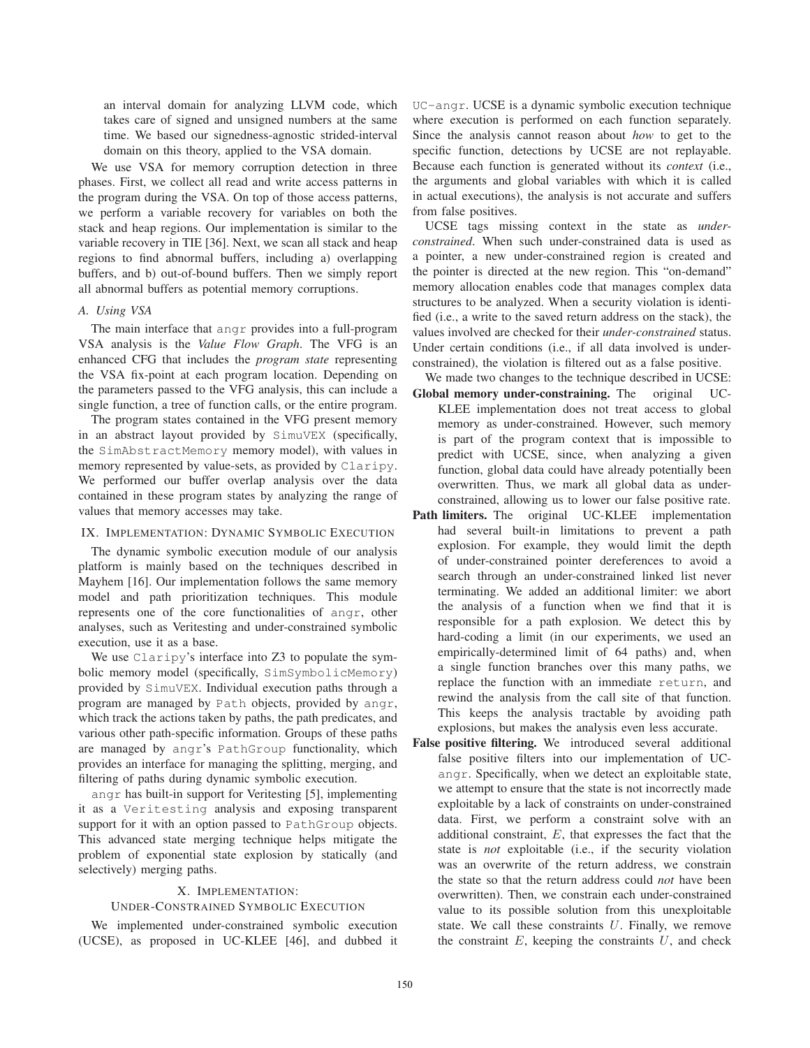an interval domain for analyzing LLVM code, which takes care of signed and unsigned numbers at the same time. We based our signedness-agnostic strided-interval domain on this theory, applied to the VSA domain.

We use VSA for memory corruption detection in three phases. First, we collect all read and write access patterns in the program during the VSA. On top of those access patterns, we perform a variable recovery for variables on both the stack and heap regions. Our implementation is similar to the variable recovery in TIE [36]. Next, we scan all stack and heap regions to find abnormal buffers, including a) overlapping buffers, and b) out-of-bound buffers. Then we simply report all abnormal buffers as potential memory corruptions.

### A. Using VSA

The main interface that `angr` provides into a full-program VSA analysis is the *Value Flow Graph*. The VFG is an enhanced CFG that includes the *program state* representing the VSA fix-point at each program location. Depending on the parameters passed to the VFG analysis, this can include a single function, a tree of function calls, or the entire program.

The program states contained in the VFG present memory in an abstract layout provided by `SimuVEX` (specifically, the `SimAbstractMemory` memory model), with values in memory represented by value-sets, as provided by `Claripy`. We performed our buffer overlap analysis over the data contained in these program states by analyzing the range of values that memory accesses may take.

## IX. Implementation: Dynamic Symbolic Execution

The dynamic symbolic execution module of our analysis platform is mainly based on the techniques described in Mayhem [16]. Our implementation follows the same memory model and path prioritization techniques. This module represents one of the core functionalities of `angr`, other analyses, such as Veritesting and under-constrained symbolic execution, use it as a base.

We use `Claripy`'s interface into Z3 to populate the symbolic memory model (specifically, `SimSymbolicMemory`) provided by `SimuVEX`. Individual execution paths through a program are managed by `Path` objects, provided by `angr`, which track the actions taken by paths, the path predicates, and various other path-specific information. Groups of these paths are managed by `angr`'s `PathGroup` functionality, which provides an interface for managing the splitting, merging, and filtering of paths during dynamic symbolic execution.

`angr` has built-in support for Veritesting [5], implementing it as a `Veritesting` analysis and exposing transparent support for it with an option passed to `PathGroup` objects. This advanced state merging technique helps mitigate the problem of exponential state explosion by statically (and selectively) merging paths.

## X. Implementation: Under-Constrained Symbolic Execution

We implemented under-constrained symbolic execution (UCSE), as proposed in UC-KLEE [46], and dubbed it `UC-angr`. UCSE is a dynamic symbolic execution technique where execution is performed on each function separately. Since the analysis cannot reason about *how* to get to the specific function, detections by UCSE are not replayable. Because each function is generated without its *context* (i.e., the arguments and global variables with which it is called in actual executions), the analysis is not accurate and suffers from false positives.

UCSE tags missing context in the state as *under-constrained*. When such under-constrained data is used as a pointer, a new under-constrained region is created and the pointer is directed at the new region. This "on-demand" memory allocation enables code that manages complex data structures to be analyzed. When a security violation is identified (i.e., a write to the saved return address on the stack), the values involved are checked for their *under-constrained* status. Under certain conditions (i.e., if all data involved is under-constrained), the violation is filtered out as a false positive.

We made two changes to the technique described in UCSE:

**Global memory under-constraining.** The original UC-KLEE implementation does not treat access to global memory as under-constrained. However, such memory is part of the program context that is impossible to predict with UCSE, since, when analyzing a given function, global data could have already potentially been overwritten. Thus, we mark all global data as under-constrained, allowing us to lower our false positive rate.

**Path limiters.** The original UC-KLEE implementation had several built-in limitations to prevent a path explosion. For example, they would limit the depth of under-constrained pointer dereferences to avoid a search through an under-constrained linked list never terminating. We added an additional limiter: we abort the analysis of a function when we find that it is responsible for a path explosion. We detect this by hard-coding a limit (in our experiments, we used an empirically-determined limit of 64 paths) and, when a single function branches over this many paths, we replace the function with an immediate `return`, and rewind the analysis from the call site of that function. This keeps the analysis tractable by avoiding path explosions, but makes the analysis even less accurate.

**False positive filtering.** We introduced several additional false positive filters into our implementation of `UC-angr`. Specifically, when we detect an exploitable state, we attempt to ensure that the state is not incorrectly made exploitable by a lack of constraints on under-constrained data. First, we perform a constraint solve with an additional constraint, $E$, that expresses the fact that the state is *not* exploitable (i.e., if the security violation was an overwrite of the return address, we constrain the state so that the return address could *not* have been overwritten). Then, we constrain each under-constrained value to its possible solution from this unexploitable state. We call these constraints $U$. Finally, we remove the constraint $E$, keeping the constraints $U$, and check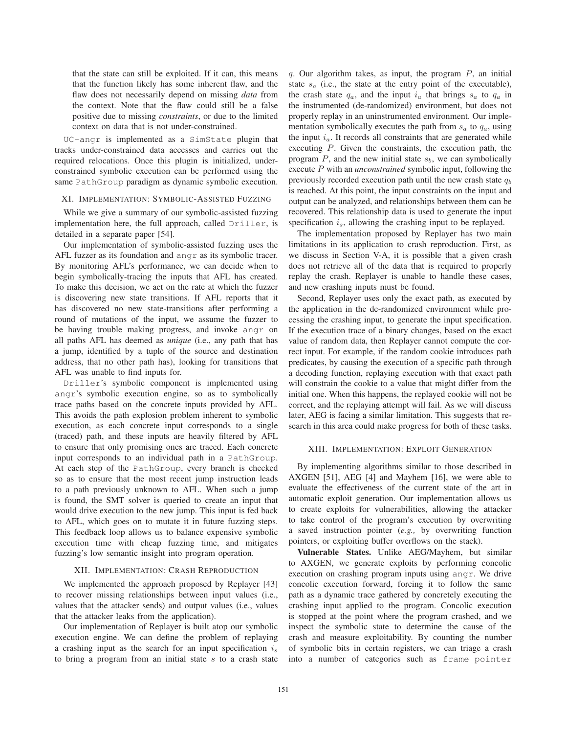that the state can still be exploited. If it can, this means that the function likely has some inherent flaw, and the flaw does not necessarily depend on missing *data* from the context. Note that the flaw could still be a false positive due to missing *constraints*, or due to the limited context on data that is not under-constrained.

UC-angr is implemented as a SimState plugin that tracks under-constrained data accesses and carries out the required relocations. Once this plugin is initialized, under-constrained symbolic execution can be performed using the same PathGroup paradigm as dynamic symbolic execution.

## XI. Implementation: Symbolic-Assisted Fuzzing

While we give a summary of our symbolic-assisted fuzzing implementation here, the full approach, called Driller, is detailed in a separate paper [54].

Our implementation of symbolic-assisted fuzzing uses the AFL fuzzer as its foundation and angr as its symbolic tracer. By monitoring AFL's performance, we can decide when to begin symbolically-tracing the inputs that AFL has created. To make this decision, we act on the rate at which the fuzzer is discovering new state transitions. If AFL reports that it has discovered no new state-transitions after performing a round of mutations of the input, we assume the fuzzer to be having trouble making progress, and invoke angr on all paths AFL has deemed as ***unique*** (i.e., any path that has a jump, identified by a tuple of the source and destination address, that no other path has), looking for transitions that AFL was unable to find inputs for.

Driller's symbolic component is implemented using angr's symbolic execution engine, so as to symbolically trace paths based on the concrete inputs provided by AFL. This avoids the path explosion problem inherent to symbolic execution, as each concrete input corresponds to a single (traced) path, and these inputs are heavily filtered by AFL to ensure that only promising ones are traced. Each concrete input corresponds to an individual path in a PathGroup. At each step of the PathGroup, every branch is checked so as to ensure that the most recent jump instruction leads to a path previously unknown to AFL. When such a jump is found, the SMT solver is queried to create an input that would drive execution to the new jump. This input is fed back to AFL, which goes on to mutate it in future fuzzing steps. This feedback loop allows us to balance expensive symbolic execution time with cheap fuzzing time, and mitigates fuzzing's low semantic insight into program operation.

## XII. Implementation: Crash Reproduction

We implemented the approach proposed by Replayer [43] to recover missing relationships between input values (i.e., values that the attacker sends) and output values (i.e., values that the attacker leaks from the application).

Our implementation of Replayer is built atop our symbolic execution engine. We can define the problem of replaying a crashing input as the search for an input specification $i_s$ to bring a program from an initial state $s$ to a crash state $q$. Our algorithm takes, as input, the program $P$, an initial state $s_a$ (i.e., the state at the entry point of the executable), the crash state $q_a$, and the input $i_a$ that brings $s_a$ to $q_a$ in the instrumented (de-randomized) environment, but does not properly replay in an uninstrumented environment. Our implementation symbolically executes the path from $s_a$ to $q_a$, using the input $i_a$. It records all constraints that are generated while executing $P$. Given the constraints, the execution path, the program $P$, and the new initial state $s_b$, we can symbolically execute $P$ with an *unconstrained* symbolic input, following the previously recorded execution path until the new crash state $q_b$ is reached. At this point, the input constraints on the input and output can be analyzed, and relationships between them can be recovered. This relationship data is used to generate the input specification $i_s$, allowing the crashing input to be replayed.

The implementation proposed by Replayer has two main limitations in its application to crash reproduction. First, as we discuss in Section V-A, it is possible that a given crash does not retrieve all of the data that is required to properly replay the crash. Replayer is unable to handle these cases, and new crashing inputs must be found.

Second, Replayer uses only the exact path, as executed by the application in the de-randomized environment while processing the crashing input, to generate the input specification. If the execution trace of a binary changes, based on the exact value of random data, then Replayer cannot compute the correct input. For example, if the random cookie introduces path predicates, by causing the execution of a specific path through a decoding function, replaying execution with that exact path will constrain the cookie to a value that might differ from the initial one. When this happens, the replayed cookie will not be correct, and the replaying attempt will fail. As we will discuss later, AEG is facing a similar limitation. This suggests that research in this area could make progress for both of these tasks.

## XIII. Implementation: Exploit Generation

By implementing algorithms similar to those described in AXGEN [51], AEG [4] and Mayhem [16], we were able to evaluate the effectiveness of the current state of the art in automatic exploit generation. Our implementation allows us to create exploits for vulnerabilities, allowing the attacker to take control of the program's execution by overwriting a saved instruction pointer (*e.g.,* by overwriting function pointers, or exploiting buffer overflows on the stack).

**Vulnerable States.** Unlike AEG/Mayhem, but similar to AXGEN, we generate exploits by performing concolic execution on crashing program inputs using angr. We drive concolic execution forward, forcing it to follow the same path as a dynamic trace gathered by concretely executing the crashing input applied to the program. Concolic execution is stopped at the point where the program crashed, and we inspect the symbolic state to determine the cause of the crash and measure exploitability. By counting the number of symbolic bits in certain registers, we can triage a crash into a number of categories such as frame pointer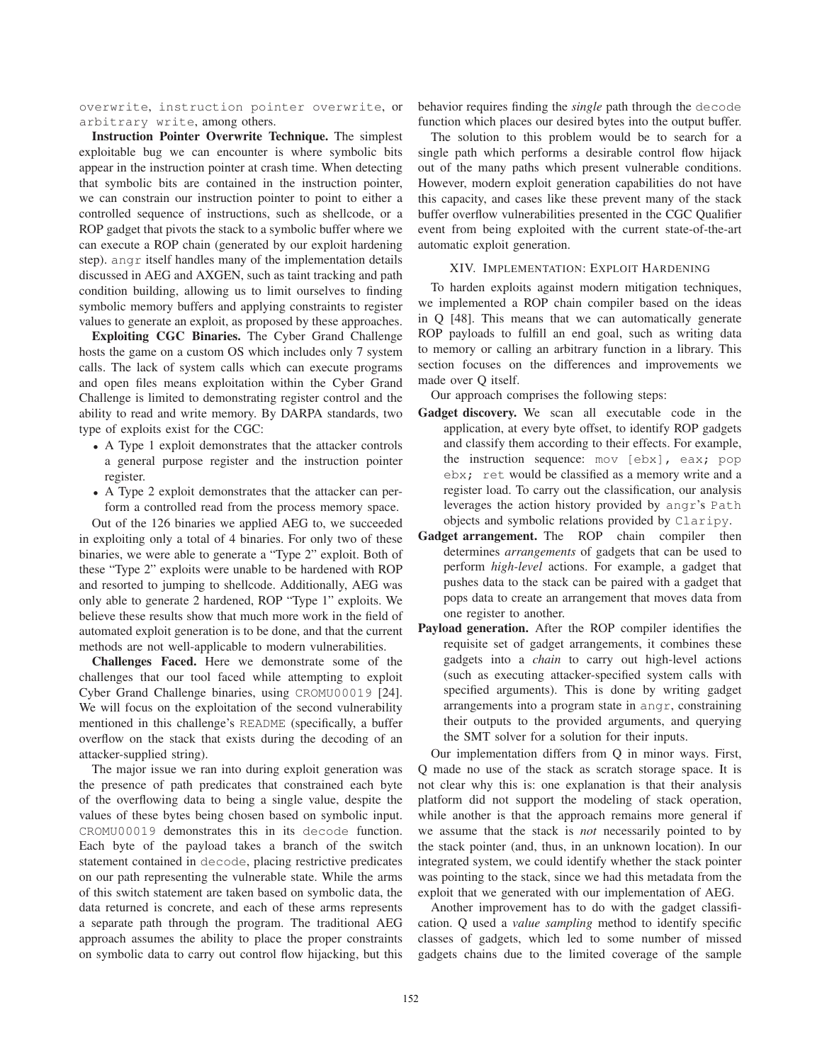overwrite, instruction pointer overwrite, or arbitrary write, among others.

**Instruction Pointer Overwrite Technique.** The simplest exploitable bug we can encounter is where symbolic bits appear in the instruction pointer at crash time. When detecting that symbolic bits are contained in the instruction pointer, we can constrain our instruction pointer to point to either a controlled sequence of instructions, such as shellcode, or a ROP gadget that pivots the stack to a symbolic buffer where we can execute a ROP chain (generated by our exploit hardening step). angr itself handles many of the implementation details discussed in AEG and AXGEN, such as taint tracking and path condition building, allowing us to limit ourselves to finding symbolic memory buffers and applying constraints to register values to generate an exploit, as proposed by these approaches.

**Exploiting CGC Binaries.** The Cyber Grand Challenge hosts the game on a custom OS which includes only 7 system calls. The lack of system calls which can execute programs and open files means exploitation within the Cyber Grand Challenge is limited to demonstrating register control and the ability to read and write memory. By DARPA standards, two type of exploits exist for the CGC:

- A Type 1 exploit demonstrates that the attacker controls a general purpose register and the instruction pointer register.
- A Type 2 exploit demonstrates that the attacker can perform a controlled read from the process memory space.

Out of the 126 binaries we applied AEG to, we succeeded in exploiting only a total of 4 binaries. For only two of these binaries, we were able to generate a "Type 2" exploit. Both of these "Type 2" exploits were unable to be hardened with ROP and resorted to jumping to shellcode. Additionally, AEG was only able to generate 2 hardened, ROP "Type 1" exploits. We believe these results show that much more work in the field of automated exploit generation is to be done, and that the current methods are not well-applicable to modern vulnerabilities.

**Challenges Faced.** Here we demonstrate some of the challenges that our tool faced while attempting to exploit Cyber Grand Challenge binaries, using CROMU00019 [24]. We will focus on the exploitation of the second vulnerability mentioned in this challenge's README (specifically, a buffer overflow on the stack that exists during the decoding of an attacker-supplied string).

The major issue we ran into during exploit generation was the presence of path predicates that constrained each byte of the overflowing data to being a single value, despite the values of these bytes being chosen based on symbolic input. CROMU00019 demonstrates this in its decode function. Each byte of the payload takes a branch of the switch statement contained in decode, placing restrictive predicates on our path representing the vulnerable state. While the arms of this switch statement are taken based on symbolic data, the data returned is concrete, and each of these arms represents a separate path through the program. The traditional AEG approach assumes the ability to place the proper constraints on symbolic data to carry out control flow hijacking, but this behavior requires finding the *single* path through the decode function which places our desired bytes into the output buffer.

The solution to this problem would be to search for a single path which performs a desirable control flow hijack out of the many paths which present vulnerable conditions. However, modern exploit generation capabilities do not have this capacity, and cases like these prevent many of the stack buffer overflow vulnerabilities presented in the CGC Qualifier event from being exploited with the current state-of-the-art automatic exploit generation.

## XIV. Implementation: Exploit Hardening

To harden exploits against modern mitigation techniques, we implemented a ROP chain compiler based on the ideas in Q [48]. This means that we can automatically generate ROP payloads to fulfill an end goal, such as writing data to memory or calling an arbitrary function in a library. This section focuses on the differences and improvements we made over Q itself.

Our approach comprises the following steps:

**Gadget discovery.** We scan all executable code in the application, at every byte offset, to identify ROP gadgets and classify them according to their effects. For example, the instruction sequence: mov [ebx], eax; pop ebx; ret would be classified as a memory write and a register load. To carry out the classification, our analysis leverages the action history provided by angr's Path objects and symbolic relations provided by Claripy.

**Gadget arrangement.** The ROP chain compiler then determines *arrangements* of gadgets that can be used to perform *high-level* actions. For example, a gadget that pushes data to the stack can be paired with a gadget that pops data to create an arrangement that moves data from one register to another.

**Payload generation.** After the ROP compiler identifies the requisite set of gadget arrangements, it combines these gadgets into a *chain* to carry out high-level actions (such as executing attacker-specified system calls with specified arguments). This is done by writing gadget arrangements into a program state in angr, constraining their outputs to the provided arguments, and querying the SMT solver for a solution for their inputs.

Our implementation differs from Q in minor ways. First, Q made no use of the stack as scratch storage space. It is not clear why this is: one explanation is that their analysis platform did not support the modeling of stack operation, while another is that the approach remains more general if we assume that the stack is *not* necessarily pointed to by the stack pointer (and, thus, in an unknown location). In our integrated system, we could identify whether the stack pointer was pointing to the stack, since we had this metadata from the exploit that we generated with our implementation of AEG.

Another improvement has to do with the gadget classification. Q used a *value sampling* method to identify specific classes of gadgets, which led to some number of missed gadgets chains due to the limited coverage of the sample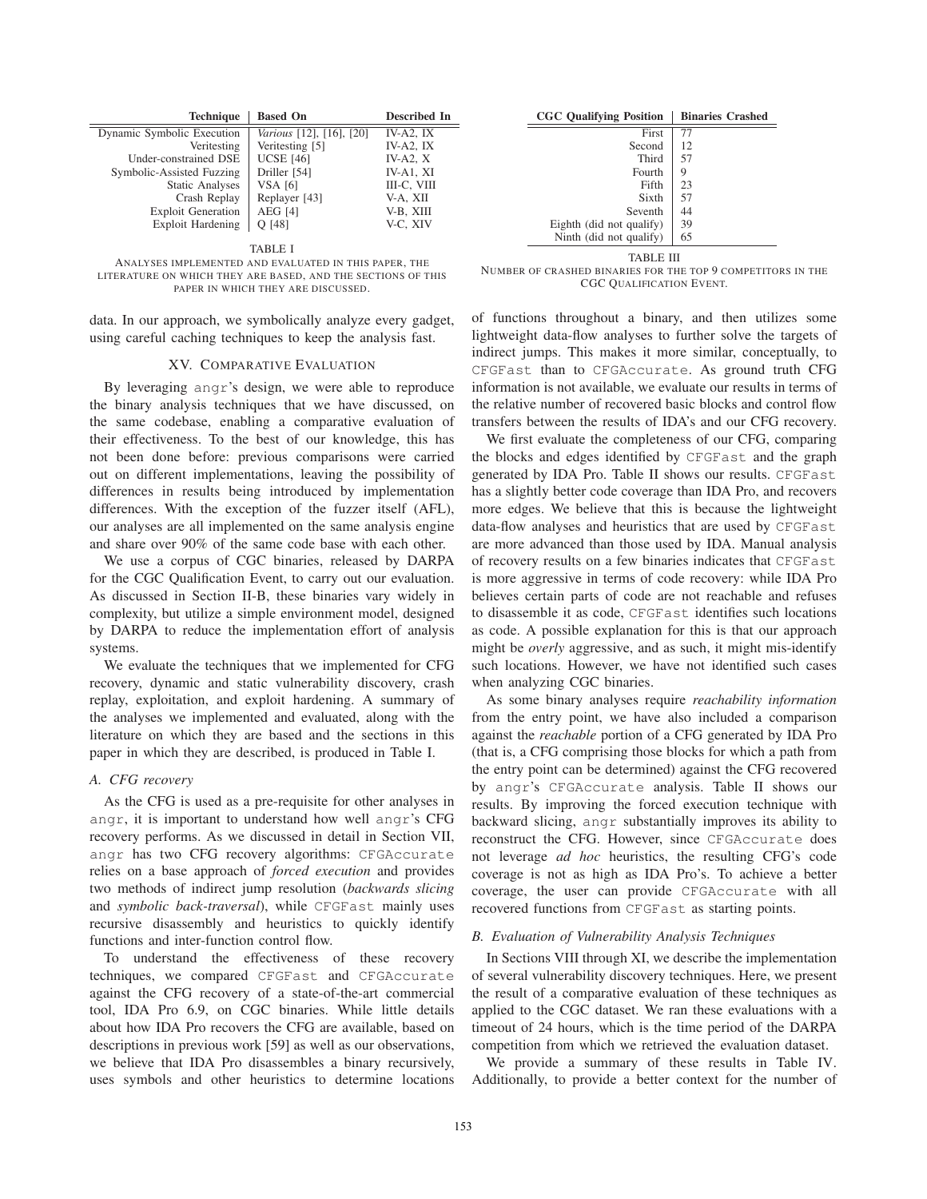| Technique | Based On | Described In |
|---|---|---|
| Dynamic Symbolic Execution | *Various* [12], [16], [20] | IV-A2, IX |
| Veritesting | Veritesting [5] | IV-A2, IX |
| Under-constrained DSE | UCSE [46] | IV-A2, X |
| Symbolic-Assisted Fuzzing | Driller [54] | IV-A1, XI |
| Static Analyses | VSA [6] | III-C, VIII |
| Crash Replay | Replayer [43] | V-A, XII |
| Exploit Generation | AEG [4] | V-B, XIII |
| Exploit Hardening | Q [48] | V-C, XIV |

TABLE I

ANALYSES IMPLEMENTED AND EVALUATED IN THIS PAPER, THE LITERATURE ON WHICH THEY ARE BASED, AND THE SECTIONS OF THIS PAPER IN WHICH THEY ARE DISCUSSED.

data. In our approach, we symbolically analyze every gadget, using careful caching techniques to keep the analysis fast.

## XV. COMPARATIVE EVALUATION

By leveraging angr's design, we were able to reproduce the binary analysis techniques that we have discussed, on the same codebase, enabling a comparative evaluation of their effectiveness. To the best of our knowledge, this has not been done before: previous comparisons were carried out on different implementations, leaving the possibility of differences in results being introduced by implementation differences. With the exception of the fuzzer itself (AFL), our analyses are all implemented on the same analysis engine and share over 90% of the same code base with each other.

We use a corpus of CGC binaries, released by DARPA for the CGC Qualification Event, to carry out our evaluation. As discussed in Section II-B, these binaries vary widely in complexity, but utilize a simple environment model, designed by DARPA to reduce the implementation effort of analysis systems.

We evaluate the techniques that we implemented for CFG recovery, dynamic and static vulnerability discovery, crash replay, exploitation, and exploit hardening. A summary of the analyses we implemented and evaluated, along with the literature on which they are based and the sections in this paper in which they are described, is produced in Table I.

### A. CFG recovery

As the CFG is used as a pre-requisite for other analyses in angr, it is important to understand how well angr's CFG recovery performs. As we discussed in detail in Section VII, angr has two CFG recovery algorithms: CFGAccurate relies on a base approach of *forced execution* and provides two methods of indirect jump resolution (*backwards slicing* and *symbolic back-traversal*), while CFGFast mainly uses recursive disassembly and heuristics to quickly identify functions and inter-function control flow.

To understand the effectiveness of these recovery techniques, we compared CFGFast and CFGAccurate against the CFG recovery of a state-of-the-art commercial tool, IDA Pro 6.9, on CGC binaries. While little details about how IDA Pro recovers the CFG are available, based on descriptions in previous work [59] as well as our observations, we believe that IDA Pro disassembles a binary recursively, uses symbols and other heuristics to determine locations of functions throughout a binary, and then utilizes some lightweight data-flow analyses to further solve the targets of indirect jumps. This makes it more similar, conceptually, to CFGFast than to CFGAccurate. As ground truth CFG information is not available, we evaluate our results in terms of the relative number of recovered basic blocks and control flow transfers between the results of IDA's and our CFG recovery.

| CGC Qualifying Position | Binaries Crashed |
|---|---|
| First | 77 |
| Second | 12 |
| Third | 57 |
| Fourth | 9 |
| Fifth | 23 |
| Sixth | 57 |
| Seventh | 44 |
| Eighth (did not qualify) | 39 |
| Ninth (did not qualify) | 65 |

TABLE III

NUMBER OF CRASHED BINARIES FOR THE TOP 9 COMPETITORS IN THE CGC QUALIFICATION EVENT.

We first evaluate the completeness of our CFG, comparing the blocks and edges identified by CFGFast and the graph generated by IDA Pro. Table II shows our results. CFGFast has a slightly better code coverage than IDA Pro, and recovers more edges. We believe that this is because the lightweight data-flow analyses and heuristics that are used by CFGFast are more advanced than those used by IDA. Manual analysis of recovery results on a few binaries indicates that CFGFast is more aggressive in terms of code recovery: while IDA Pro believes certain parts of code are not reachable and refuses to disassemble it as code, CFGFast identifies such locations as code. A possible explanation for this is that our approach might be *overly* aggressive, and as such, it might mis-identify such locations. However, we have not identified such cases when analyzing CGC binaries.

As some binary analyses require *reachability information* from the entry point, we have also included a comparison against the *reachable* portion of a CFG generated by IDA Pro (that is, a CFG comprising those blocks for which a path from the entry point can be determined) against the CFG recovered by angr's CFGAccurate analysis. Table II shows our results. By improving the forced execution technique with backward slicing, angr substantially improves its ability to reconstruct the CFG. However, since CFGAccurate does not leverage *ad hoc* heuristics, the resulting CFG's code coverage is not as high as IDA Pro's. To achieve a better coverage, the user can provide CFGAccurate with all recovered functions from CFGFast as starting points.

### B. Evaluation of Vulnerability Analysis Techniques

In Sections VIII through XI, we describe the implementation of several vulnerability discovery techniques. Here, we present the result of a comparative evaluation of these techniques as applied to the CGC dataset. We ran these evaluations with a timeout of 24 hours, which is the time period of the DARPA competition from which we retrieved the evaluation dataset.

We provide a summary of these results in Table IV. Additionally, to provide a better context for the number of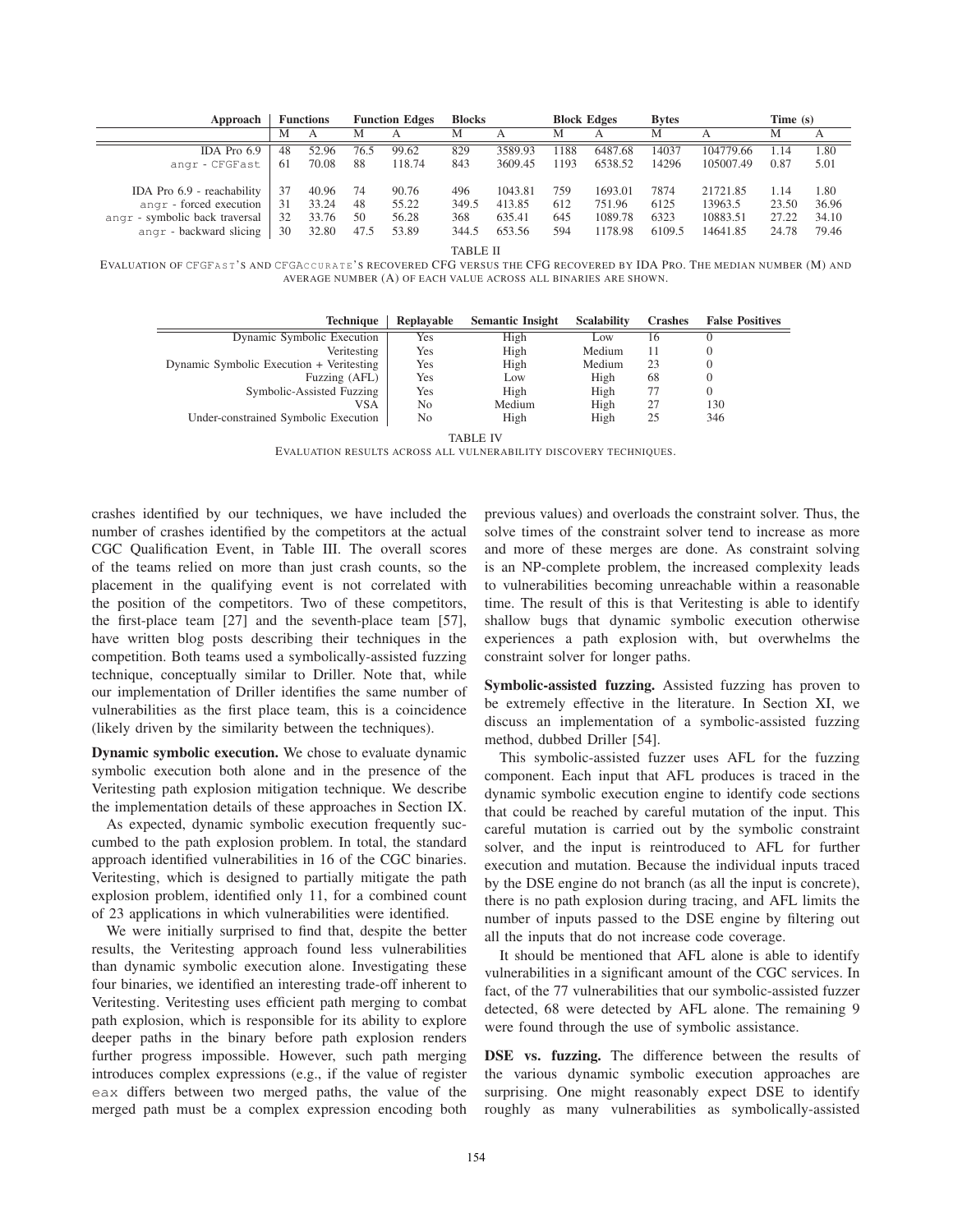| Approach | Functions | | Function Edges | | Blocks | | Block Edges | | Bytes | | Time (s) | |
|---|---|---|---|---|---|---|---|---|---|---|---|---|
| | M | A | M | A | M | A | M | A | M | A | M | A |
| IDA Pro 6.9 | 48 | 52.96 | 76.5 | 99.62 | 829 | 3589.93 | 1188 | 6487.68 | 14037 | 104779.66 | 1.14 | 1.80 |
| angr - CFGFast | 61 | 70.08 | 88 | 118.74 | 843 | 3609.45 | 1193 | 6538.52 | 14296 | 105007.49 | 0.87 | 5.01 |
| IDA Pro 6.9 - reachability | 37 | 40.96 | 74 | 90.76 | 496 | 1043.81 | 759 | 1693.01 | 7874 | 21721.85 | 1.14 | 1.80 |
| angr - forced execution | 31 | 33.24 | 48 | 55.22 | 349.5 | 413.85 | 612 | 751.96 | 6125 | 13963.5 | 23.50 | 36.96 |
| angr - symbolic back traversal | 32 | 33.76 | 50 | 56.28 | 368 | 635.41 | 645 | 1089.78 | 6323 | 10883.51 | 27.22 | 34.10 |
| angr - backward slicing | 30 | 32.80 | 47.5 | 53.89 | 344.5 | 653.56 | 594 | 1178.98 | 6109.5 | 14641.85 | 24.78 | 79.46 |

TABLE II

EVALUATION OF CFGFAST'S AND CFGACCURATE'S RECOVERED CFG VERSUS THE CFG RECOVERED BY IDA PRO. THE MEDIAN NUMBER (M) AND AVERAGE NUMBER (A) OF EACH VALUE ACROSS ALL BINARIES ARE SHOWN.

| Technique | Replayable | Semantic Insight | Scalability | Crashes | False Positives |
|---|---|---|---|---|---|
| Dynamic Symbolic Execution | Yes | High | Low | 16 | 0 |
| Veritesting | Yes | High | Medium | 11 | 0 |
| Dynamic Symbolic Execution + Veritesting | Yes | High | Medium | 23 | 0 |
| Fuzzing (AFL) | Yes | Low | High | 68 | 0 |
| Symbolic-Assisted Fuzzing | Yes | High | High | 77 | 0 |
| VSA | No | Medium | High | 27 | 130 |
| Under-constrained Symbolic Execution | No | High | High | 25 | 346 |

TABLE IV

EVALUATION RESULTS ACROSS ALL VULNERABILITY DISCOVERY TECHNIQUES.

crashes identified by our techniques, we have included the number of crashes identified by the competitors at the actual CGC Qualification Event, in Table III. The overall scores of the teams relied on more than just crash counts, so the placement in the qualifying event is not correlated with the position of the competitors. Two of these competitors, the first-place team [27] and the seventh-place team [57], have written blog posts describing their techniques in the competition. Both teams used a symbolically-assisted fuzzing technique, conceptually similar to Driller. Note that, while our implementation of Driller identifies the same number of vulnerabilities as the first place team, this is a coincidence (likely driven by the similarity between the techniques).

**Dynamic symbolic execution.** We chose to evaluate dynamic symbolic execution both alone and in the presence of the Veritesting path explosion mitigation technique. We describe the implementation details of these approaches in Section IX.

As expected, dynamic symbolic execution frequently succumbed to the path explosion problem. In total, the standard approach identified vulnerabilities in 16 of the CGC binaries. Veritesting, which is designed to partially mitigate the path explosion problem, identified only 11, for a combined count of 23 applications in which vulnerabilities were identified.

We were initially surprised to find that, despite the better results, the Veritesting approach found less vulnerabilities than dynamic symbolic execution alone. Investigating these four binaries, we identified an interesting trade-off inherent to Veritesting. Veritesting uses efficient path merging to combat path explosion, which is responsible for its ability to explore deeper paths in the binary before path explosion renders further progress impossible. However, such path merging introduces complex expressions (e.g., if the value of register eax differs between two merged paths, the value of the merged path must be a complex expression encoding both previous values) and overloads the constraint solver. Thus, the solve times of the constraint solver tend to increase as more and more of these merges are done. As constraint solving is an NP-complete problem, the increased complexity leads to vulnerabilities becoming unreachable within a reasonable time. The result of this is that Veritesting is able to identify shallow bugs that dynamic symbolic execution otherwise experiences a path explosion with, but overwhelms the constraint solver for longer paths.

**Symbolic-assisted fuzzing.** Assisted fuzzing has proven to be extremely effective in the literature. In Section XI, we discuss an implementation of a symbolic-assisted fuzzing method, dubbed Driller [54].

This symbolic-assisted fuzzer uses AFL for the fuzzing component. Each input that AFL produces is traced in the dynamic symbolic execution engine to identify code sections that could be reached by careful mutation of the input. This careful mutation is carried out by the symbolic constraint solver, and the input is reintroduced to AFL for further execution and mutation. Because the individual inputs traced by the DSE engine do not branch (as all the input is concrete), there is no path explosion during tracing, and AFL limits the number of inputs passed to the DSE engine by filtering out all the inputs that do not increase code coverage.

It should be mentioned that AFL alone is able to identify vulnerabilities in a significant amount of the CGC services. In fact, of the 77 vulnerabilities that our symbolic-assisted fuzzer detected, 68 were detected by AFL alone. The remaining 9 were found through the use of symbolic assistance.

**DSE vs. fuzzing.** The difference between the results of the various dynamic symbolic execution approaches are surprising. One might reasonably expect DSE to identify roughly as many vulnerabilities as symbolically-assisted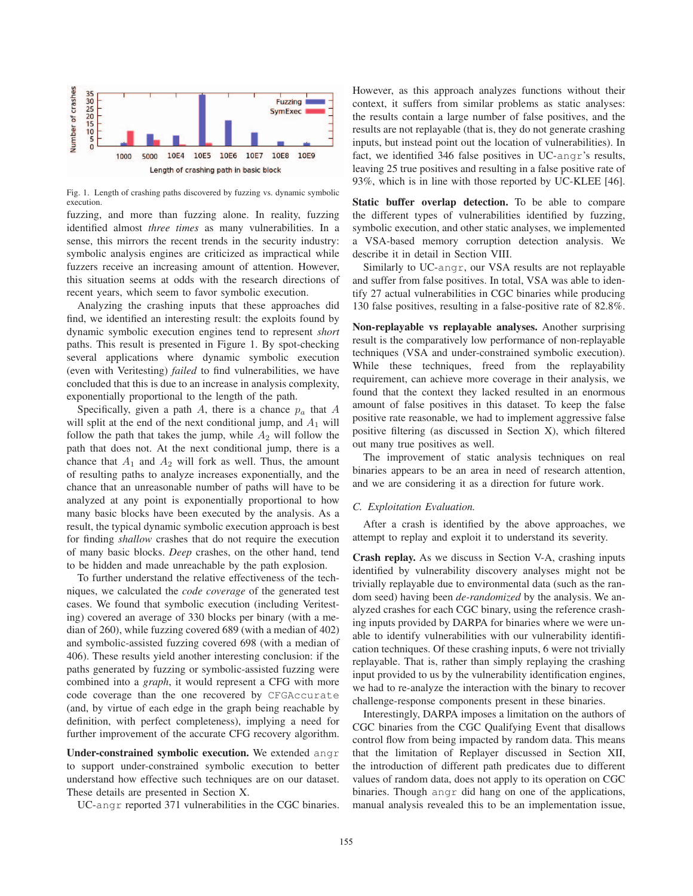Fig. 1. Length of crashing paths discovered by fuzzing vs. dynamic symbolic execution.

fuzzing, and more than fuzzing alone. In reality, fuzzing identified almost *three times* as many vulnerabilities. In a sense, this mirrors the recent trends in the security industry: symbolic analysis engines are criticized as impractical while fuzzers receive an increasing amount of attention. However, this situation seems at odds with the research directions of recent years, which seem to favor symbolic execution.

Analyzing the crashing inputs that these approaches did find, we identified an interesting result: the exploits found by dynamic symbolic execution engines tend to represent *short* paths. This result is presented in Figure 1. By spot-checking several applications where dynamic symbolic execution (even with Veritesting) *failed* to find vulnerabilities, we have concluded that this is due to an increase in analysis complexity, exponentially proportional to the length of the path.

Specifically, given a path $A$, there is a chance $p_a$ that $A$ will split at the end of the next conditional jump, and $A_1$ will follow the path that takes the jump, while $A_2$ will follow the path that does not. At the next conditional jump, there is a chance that $A_1$ and $A_2$ will fork as well. Thus, the amount of resulting paths to analyze increases exponentially, and the chance that an unreasonable number of paths will have to be analyzed at any point is exponentially proportional to how many basic blocks have been executed by the analysis. As a result, the typical dynamic symbolic execution approach is best for finding *shallow* crashes that do not require the execution of many basic blocks. *Deep* crashes, on the other hand, tend to be hidden and made unreachable by the path explosion.

To further understand the relative effectiveness of the techniques, we calculated the *code coverage* of the generated test cases. We found that symbolic execution (including Veritesting) covered an average of 330 blocks per binary (with a median of 260), while fuzzing covered 689 (with a median of 402) and symbolic-assisted fuzzing covered 698 (with a median of 406). These results yield another interesting conclusion: if the paths generated by fuzzing or symbolic-assisted fuzzing were combined into a *graph*, it would represent a CFG with more code coverage than the one recovered by CFGAccurate (and, by virtue of each edge in the graph being reachable by definition, with perfect completeness), implying a need for further improvement of the accurate CFG recovery algorithm.

**Under-constrained symbolic execution.** We extended angr to support under-constrained symbolic execution to better understand how effective such techniques are on our dataset. These details are presented in Section X.

UC-angr reported 371 vulnerabilities in the CGC binaries. However, as this approach analyzes functions without their context, it suffers from similar problems as static analyses: the results contain a large number of false positives, and the results are not replayable (that is, they do not generate crashing inputs, but instead point out the location of vulnerabilities). In fact, we identified 346 false positives in UC-angr's results, leaving 25 true positives and resulting in a false positive rate of 93%, which is in line with those reported by UC-KLEE [46].

**Static buffer overlap detection.** To be able to compare the different types of vulnerabilities identified by fuzzing, symbolic execution, and other static analyses, we implemented a VSA-based memory corruption detection analysis. We describe it in detail in Section VIII.

Similarly to UC-angr, our VSA results are not replayable and suffer from false positives. In total, VSA was able to identify 27 actual vulnerabilities in CGC binaries while producing 130 false positives, resulting in a false-positive rate of 82.8%.

**Non-replayable vs replayable analyses.** Another surprising result is the comparatively low performance of non-replayable techniques (VSA and under-constrained symbolic execution). While these techniques, freed from the replayability requirement, can achieve more coverage in their analysis, we found that the context they lacked resulted in an enormous amount of false positives in this dataset. To keep the false positive rate reasonable, we had to implement aggressive false positive filtering (as discussed in Section X), which filtered out many true positives as well.

The improvement of static analysis techniques on real binaries appears to be an area in need of research attention, and we are considering it as a direction for future work.

### C. Exploitation Evaluation.

After a crash is identified by the above approaches, we attempt to replay and exploit it to understand its severity.

**Crash replay.** As we discuss in Section V-A, crashing inputs identified by vulnerability discovery analyses might not be trivially replayable due to environmental data (such as the random seed) having been *de-randomized* by the analysis. We analyzed crashes for each CGC binary, using the reference crashing inputs provided by DARPA for binaries where we were unable to identify vulnerabilities with our vulnerability identification techniques. Of these crashing inputs, 6 were not trivially replayable. That is, rather than simply replaying the crashing input provided to us by the vulnerability identification engines, we had to re-analyze the interaction with the binary to recover challenge-response components present in these binaries.

Interestingly, DARPA imposes a limitation on the authors of CGC binaries from the CGC Qualifying Event that disallows control flow from being impacted by random data. This means that the limitation of Replayer discussed in Section XII, the introduction of different path predicates due to different values of random data, does not apply to its operation on CGC binaries. Though angr did hang on one of the applications, manual analysis revealed this to be an implementation issue,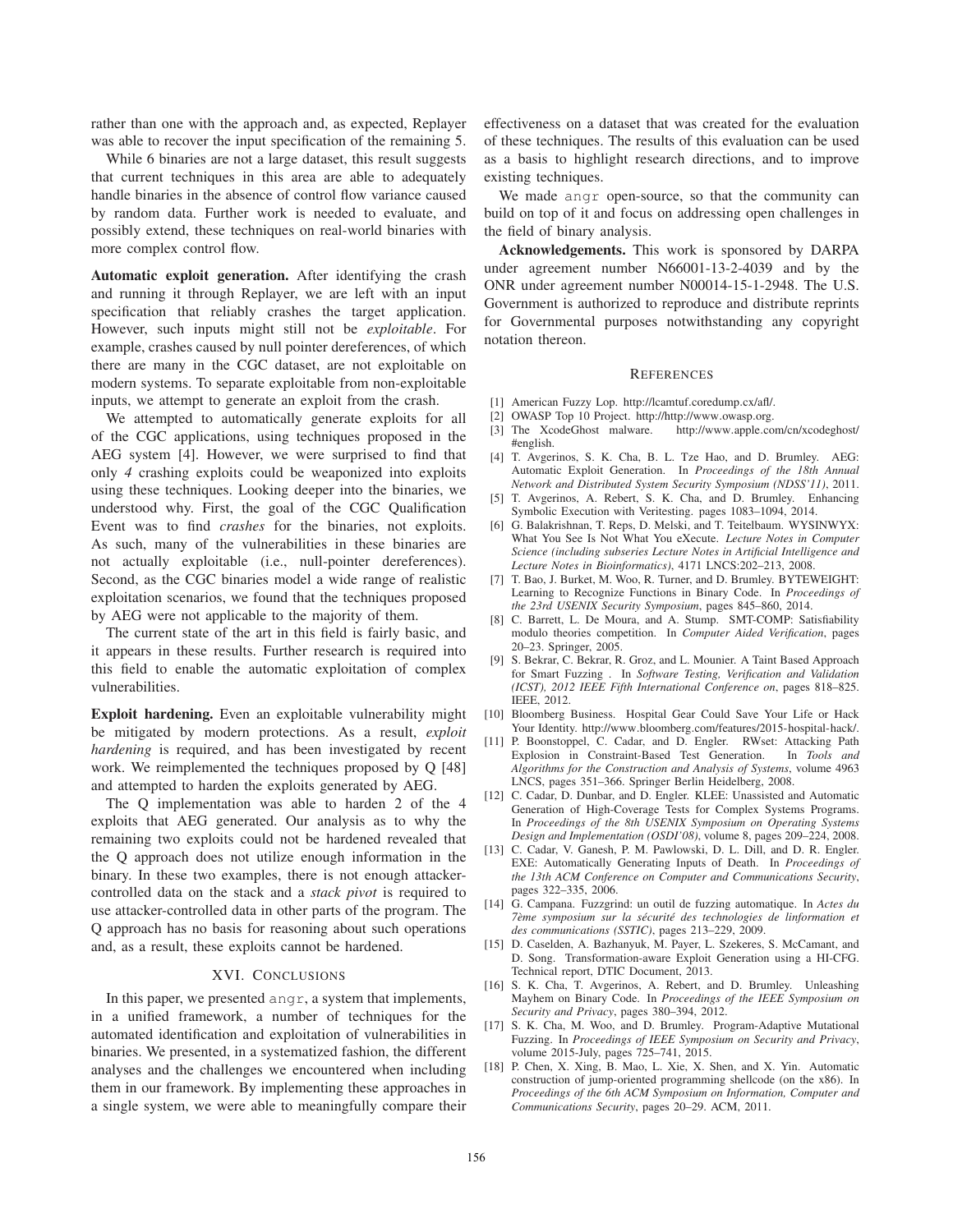rather than one with the approach and, as expected, Replayer was able to recover the input specification of the remaining 5.

While 6 binaries are not a large dataset, this result suggests that current techniques in this area are able to adequately handle binaries in the absence of control flow variance caused by random data. Further work is needed to evaluate, and possibly extend, these techniques on real-world binaries with more complex control flow.

**Automatic exploit generation.** After identifying the crash and running it through Replayer, we are left with an input specification that reliably crashes the target application. However, such inputs might still not be *exploitable*. For example, crashes caused by null pointer dereferences, of which there are many in the CGC dataset, are not exploitable on modern systems. To separate exploitable from non-exploitable inputs, we attempt to generate an exploit from the crash.

We attempted to automatically generate exploits for all of the CGC applications, using techniques proposed in the AEG system [4]. However, we were surprised to find that only *4* crashing exploits could be weaponized into exploits using these techniques. Looking deeper into the binaries, we understood why. First, the goal of the CGC Qualification Event was to find *crashes* for the binaries, not exploits. As such, many of the vulnerabilities in these binaries are not actually exploitable (i.e., null-pointer dereferences). Second, as the CGC binaries model a wide range of realistic exploitation scenarios, we found that the techniques proposed by AEG were not applicable to the majority of them.

The current state of the art in this field is fairly basic, and it appears in these results. Further research is required into this field to enable the automatic exploitation of complex vulnerabilities.

**Exploit hardening.** Even an exploitable vulnerability might be mitigated by modern protections. As a result, *exploit hardening* is required, and has been investigated by recent work. We reimplemented the techniques proposed by Q [48] and attempted to harden the exploits generated by AEG.

The Q implementation was able to harden 2 of the 4 exploits that AEG generated. Our analysis as to why the remaining two exploits could not be hardened revealed that the Q approach does not utilize enough information in the binary. In these two examples, there is not enough attacker-controlled data on the stack and a *stack pivot* is required to use attacker-controlled data in other parts of the program. The Q approach has no basis for reasoning about such operations and, as a result, these exploits cannot be hardened.

## XVI. Conclusions

In this paper, we presented `angr`, a system that implements, in a unified framework, a number of techniques for the automated identification and exploitation of vulnerabilities in binaries. We presented, in a systematized fashion, the different analyses and the challenges we encountered when including them in our framework. By implementing these approaches in a single system, we were able to meaningfully compare their effectiveness on a dataset that was created for the evaluation of these techniques. The results of this evaluation can be used as a basis to highlight research directions, and to improve existing techniques.

We made `angr` open-source, so that the community can build on top of it and focus on addressing open challenges in the field of binary analysis.

**Acknowledgements.** This work is sponsored by DARPA under agreement number N66001-13-2-4039 and by the ONR under agreement number N00014-15-1-2948. The U.S. Government is authorized to reproduce and distribute reprints for Governmental purposes notwithstanding any copyright notation thereon.

## References

[1] American Fuzzy Lop. http://lcamtuf.coredump.cx/afl/.

[2] OWASP Top 10 Project. http://http://www.owasp.org.

[3] The XcodeGhost malware. http://www.apple.com/cn/xcodeghost/#english.

[4] T. Avgerinos, S. K. Cha, B. L. Tze Hao, and D. Brumley. AEG: Automatic Exploit Generation. In *Proceedings of the 18th Annual Network and Distributed System Security Symposium (NDSS'11)*, 2011.

[5] T. Avgerinos, A. Rebert, S. K. Cha, and D. Brumley. Enhancing Symbolic Execution with Veritesting. pages 1083–1094, 2014.

[6] G. Balakrishnan, T. Reps, D. Melski, and T. Teitelbaum. WYSINWYX: What You See Is Not What You eXecute. *Lecture Notes in Computer Science (including subseries Lecture Notes in Artificial Intelligence and Lecture Notes in Bioinformatics)*, 4171 LNCS:202–213, 2008.

[7] T. Bao, J. Burket, M. Woo, R. Turner, and D. Brumley. BYTEWEIGHT: Learning to Recognize Functions in Binary Code. In *Proceedings of the 23rd USENIX Security Symposium*, pages 845–860, 2014.

[8] C. Barrett, L. De Moura, and A. Stump. SMT-COMP: Satisfiability modulo theories competition. In *Computer Aided Verification*, pages 20–23. Springer, 2005.

[9] S. Bekrar, C. Bekrar, R. Groz, and L. Mounier. A Taint Based Approach for Smart Fuzzing . In *Software Testing, Verification and Validation (ICST), 2012 IEEE Fifth International Conference on*, pages 818–825. IEEE, 2012.

[10] Bloomberg Business. Hospital Gear Could Save Your Life or Hack Your Identity. http://www.bloomberg.com/features/2015-hospital-hack/.

[11] P. Boonstoppel, C. Cadar, and D. Engler. RWset: Attacking Path Explosion in Constraint-Based Test Generation. In *Tools and Algorithms for the Construction and Analysis of Systems*, volume 4963 LNCS, pages 351–366. Springer Berlin Heidelberg, 2008.

[12] C. Cadar, D. Dunbar, and D. Engler. KLEE: Unassisted and Automatic Generation of High-Coverage Tests for Complex Systems Programs. In *Proceedings of the 8th USENIX Symposium on Operating Systems Design and Implementation (OSDI'08)*, volume 8, pages 209–224, 2008.

[13] C. Cadar, V. Ganesh, P. M. Pawlowski, D. L. Dill, and D. R. Engler. EXE: Automatically Generating Inputs of Death. In *Proceedings of the 13th ACM Conference on Computer and Communications Security*, pages 322–335, 2006.

[14] G. Campana. Fuzzgrind: un outil de fuzzing automatique. In *Actes du 7ème symposium sur la sécurité des technologies de linformation et des communications (SSTIC)*, pages 213–229, 2009.

[15] D. Caselden, A. Bazhanyuk, M. Payer, L. Szekeres, S. McCamant, and D. Song. Transformation-aware Exploit Generation using a HI-CFG. Technical report, DTIC Document, 2013.

[16] S. K. Cha, T. Avgerinos, A. Rebert, and D. Brumley. Unleashing Mayhem on Binary Code. In *Proceedings of the IEEE Symposium on Security and Privacy*, pages 380–394, 2012.

[17] S. K. Cha, M. Woo, and D. Brumley. Program-Adaptive Mutational Fuzzing. In *Proceedings of IEEE Symposium on Security and Privacy*, volume 2015-July, pages 725–741, 2015.

[18] P. Chen, X. Xing, B. Mao, L. Xie, X. Shen, and X. Yin. Automatic construction of jump-oriented programming shellcode (on the x86). In *Proceedings of the 6th ACM Symposium on Information, Computer and Communications Security*, pages 20–29. ACM, 2011.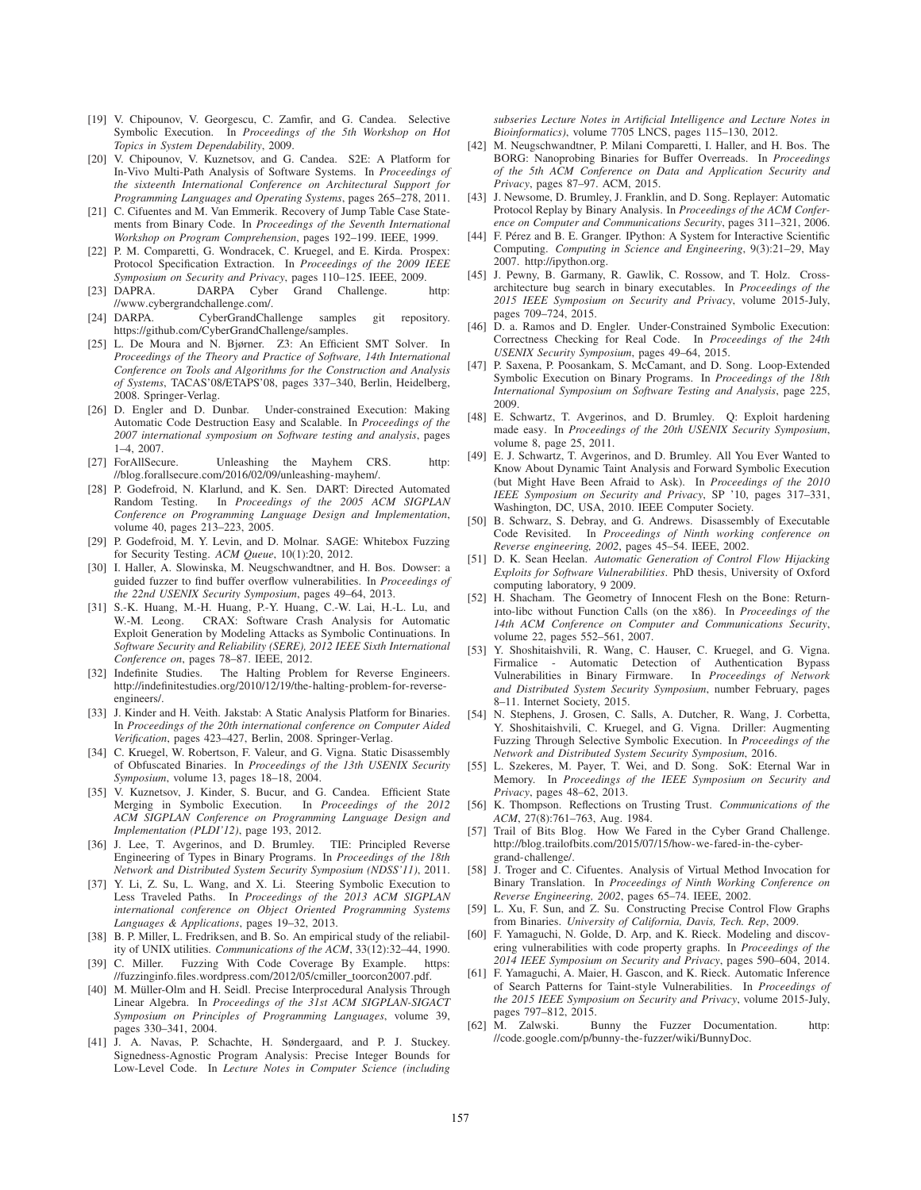[19] V. Chipounov, V. Georgescu, C. Zamfir, and G. Candea. Selective Symbolic Execution. In *Proceedings of the 5th Workshop on Hot Topics in System Dependability*, 2009.

[20] V. Chipounov, V. Kuznetsov, and G. Candea. S2E: A Platform for In-Vivo Multi-Path Analysis of Software Systems. In *Proceedings of the sixteenth International Conference on Architectural Support for Programming Languages and Operating Systems*, pages 265–278, 2011.

[21] C. Cifuentes and M. Van Emmerik. Recovery of Jump Table Case Statements from Binary Code. In *Proceedings of the Seventh International Workshop on Program Comprehension*, pages 192–199. IEEE, 1999.

[22] P. M. Comparetti, G. Wondracek, C. Kruegel, and E. Kirda. Prospex: Protocol Specification Extraction. In *Proceedings of the 2009 IEEE Symposium on Security and Privacy*, pages 110–125. IEEE, 2009.

[23] DAPRA. DARPA Cyber Grand Challenge. http://www.cybergrandchallenge.com/.

[24] DARPA. CyberGrandChallenge samples git repository. https://github.com/CyberGrandChallenge/samples.

[25] L. De Moura and N. Bjørner. Z3: An Efficient SMT Solver. In *Proceedings of the Theory and Practice of Software, 14th International Conference on Tools and Algorithms for the Construction and Analysis of Systems*, TACAS'08/ETAPS'08, pages 337–340, Berlin, Heidelberg, 2008. Springer-Verlag.

[26] D. Engler and D. Dunbar. Under-constrained Execution: Making Automatic Code Destruction Easy and Scalable. In *Proceedings of the 2007 international symposium on Software testing and analysis*, pages 1–4, 2007.

[27] ForAllSecure. Unleashing the Mayhem CRS. http://blog.forallsecure.com/2016/02/09/unleashing-mayhem/.

[28] P. Godefroid, N. Klarlund, and K. Sen. DART: Directed Automated Random Testing. In *Proceedings of the 2005 ACM SIGPLAN Conference on Programming Language Design and Implementation*, volume 40, pages 213–223, 2005.

[29] P. Godefroid, M. Y. Levin, and D. Molnar. SAGE: Whitebox Fuzzing for Security Testing. *ACM Queue*, 10(1):20, 2012.

[30] I. Haller, A. Slowinska, M. Neugschwandtner, and H. Bos. Dowser: a guided fuzzer to find buffer overflow vulnerabilities. In *Proceedings of the 22nd USENIX Security Symposium*, pages 49–64, 2013.

[31] S.-K. Huang, M.-H. Huang, P.-Y. Huang, C.-W. Lai, H.-L. Lu, and W.-M. Leong. CRAX: Software Crash Analysis for Automatic Exploit Generation by Modeling Attacks as Symbolic Continuations. In *Software Security and Reliability (SERE), 2012 IEEE Sixth International Conference on*, pages 78–87. IEEE, 2012.

[32] Indefinite Studies. The Halting Problem for Reverse Engineers. http://indefinitestudies.org/2010/12/19/the-halting-problem-for-reverse-engineers/.

[33] J. Kinder and H. Veith. Jakstab: A Static Analysis Platform for Binaries. In *Proceedings of the 20th international conference on Computer Aided Verification*, pages 423–427, Berlin, 2008. Springer-Verlag.

[34] C. Kruegel, W. Robertson, F. Valeur, and G. Vigna. Static Disassembly of Obfuscated Binaries. In *Proceedings of the 13th USENIX Security Symposium*, volume 13, pages 18–18, 2004.

[35] V. Kuznetsov, J. Kinder, S. Bucur, and G. Candea. Efficient State Merging in Symbolic Execution. In *Proceedings of the 2012 ACM SIGPLAN Conference on Programming Language Design and Implementation (PLDI'12)*, page 193, 2012.

[36] J. Lee, T. Avgerinos, and D. Brumley. TIE: Principled Reverse Engineering of Types in Binary Programs. In *Proceedings of the 18th Network and Distributed System Security Symposium (NDSS'11)*, 2011.

[37] Y. Li, Z. Su, L. Wang, and X. Li. Steering Symbolic Execution to Less Traveled Paths. In *Proceedings of the 2013 ACM SIGPLAN international conference on Object Oriented Programming Systems Languages & Applications*, pages 19–32, 2013.

[38] B. P. Miller, L. Fredriksen, and B. So. An empirical study of the reliability of UNIX utilities. *Communications of the ACM*, 33(12):32–44, 1990.

[39] C. Miller. Fuzzing With Code Coverage By Example. https://fuzzinginfo.files.wordpress.com/2012/05/cmiller_toorcon2007.pdf.

[40] M. Müller-Olm and H. Seidl. Precise Interprocedural Analysis Through Linear Algebra. In *Proceedings of the 31st ACM SIGPLAN-SIGACT Symposium on Principles of Programming Languages*, volume 39, pages 330–341, 2004.

[41] J. A. Navas, P. Schachte, H. Søndergaard, and P. J. Stuckey. Signedness-Agnostic Program Analysis: Precise Integer Bounds for Low-Level Code. In *Lecture Notes in Computer Science (including subseries Lecture Notes in Artificial Intelligence and Lecture Notes in Bioinformatics)*, volume 7705 LNCS, pages 115–130, 2012.

[42] M. Neugschwandtner, P. Milani Comparetti, I. Haller, and H. Bos. The BORG: Nanoprobing Binaries for Buffer Overreads. In *Proceedings of the 5th ACM Conference on Data and Application Security and Privacy*, pages 87–97. ACM, 2015.

[43] J. Newsome, D. Brumley, J. Franklin, and D. Song. Replayer: Automatic Protocol Replay by Binary Analysis. In *Proceedings of the ACM Conference on Computer and Communications Security*, pages 311–321, 2006.

[44] F. Pérez and B. E. Granger. IPython: A System for Interactive Scientific Computing. *Computing in Science and Engineering*, 9(3):21–29, May 2007. http://ipython.org.

[45] J. Pewny, B. Garmany, R. Gawlik, C. Rossow, and T. Holz. Cross-architecture bug search in binary executables. In *Proceedings of the 2015 IEEE Symposium on Security and Privacy*, volume 2015-July, pages 709–724, 2015.

[46] D. a. Ramos and D. Engler. Under-Constrained Symbolic Execution: Correctness Checking for Real Code. In *Proceedings of the 24th USENIX Security Symposium*, pages 49–64, 2015.

[47] P. Saxena, P. Poosankam, S. McCamant, and D. Song. Loop-Extended Symbolic Execution on Binary Programs. In *Proceedings of the 18th International Symposium on Software Testing and Analysis*, page 225, 2009.

[48] E. Schwartz, T. Avgerinos, and D. Brumley. Q: Exploit hardening made easy. In *Proceedings of the 20th USENIX Security Symposium*, volume 8, page 25, 2011.

[49] E. J. Schwartz, T. Avgerinos, and D. Brumley. All You Ever Wanted to Know About Dynamic Taint Analysis and Forward Symbolic Execution (but Might Have Been Afraid to Ask). In *Proceedings of the 2010 IEEE Symposium on Security and Privacy*, SP '10, pages 317–331, Washington, DC, USA, 2010. IEEE Computer Society.

[50] B. Schwarz, S. Debray, and G. Andrews. Disassembly of Executable Code Revisited. In *Proceedings of Ninth working conference on Reverse engineering, 2002*, pages 45–54. IEEE, 2002.

[51] D. K. Sean Heelan. *Automatic Generation of Control Flow Hijacking Exploits for Software Vulnerabilities*. PhD thesis, University of Oxford computing laboratory, 9 2009.

[52] H. Shacham. The Geometry of Innocent Flesh on the Bone: Return-into-libc without Function Calls (on the x86). In *Proceedings of the 14th ACM Conference on Computer and Communications Security*, volume 22, pages 552–561, 2007.

[53] Y. Shoshitaishvili, R. Wang, C. Hauser, C. Kruegel, and G. Vigna. Firmalice - Automatic Detection of Authentication Bypass Vulnerabilities in Binary Firmware. In *Proceedings of Network and Distributed System Security Symposium*, number February, pages 8–11. Internet Society, 2015.

[54] N. Stephens, J. Grosen, C. Salls, A. Dutcher, R. Wang, J. Corbetta, Y. Shoshitaishvili, C. Kruegel, and G. Vigna. Driller: Augmenting Fuzzing Through Selective Symbolic Execution. In *Proceedings of the Network and Distributed System Security Symposium*, 2016.

[55] L. Szekeres, M. Payer, T. Wei, and D. Song. SoK: Eternal War in Memory. In *Proceedings of the IEEE Symposium on Security and Privacy*, pages 48–62, 2013.

[56] K. Thompson. Reflections on Trusting Trust. *Communications of the ACM*, 27(8):761–763, Aug. 1984.

[57] Trail of Bits Blog. How We Fared in the Cyber Grand Challenge. http://blog.trailofbits.com/2015/07/15/how-we-fared-in-the-cyber-grand-challenge/.

[58] J. Troger and C. Cifuentes. Analysis of Virtual Method Invocation for Binary Translation. In *Proceedings of Ninth Working Conference on Reverse Engineering, 2002*, pages 65–74. IEEE, 2002.

[59] L. Xu, F. Sun, and Z. Su. Constructing Precise Control Flow Graphs from Binaries. *University of California, Davis, Tech. Rep*, 2009.

[60] F. Yamaguchi, N. Golde, D. Arp, and K. Rieck. Modeling and discovering vulnerabilities with code property graphs. In *Proceedings of the 2014 IEEE Symposium on Security and Privacy*, pages 590–604, 2014.

[61] F. Yamaguchi, A. Maier, H. Gascon, and K. Rieck. Automatic Inference of Search Patterns for Taint-style Vulnerabilities. In *Proceedings of the 2015 IEEE Symposium on Security and Privacy*, volume 2015-July, pages 797–812, 2015.

[62] M. Zalwski. Bunny the Fuzzer Documentation. http://code.google.com/p/bunny-the-fuzzer/wiki/BunnyDoc.